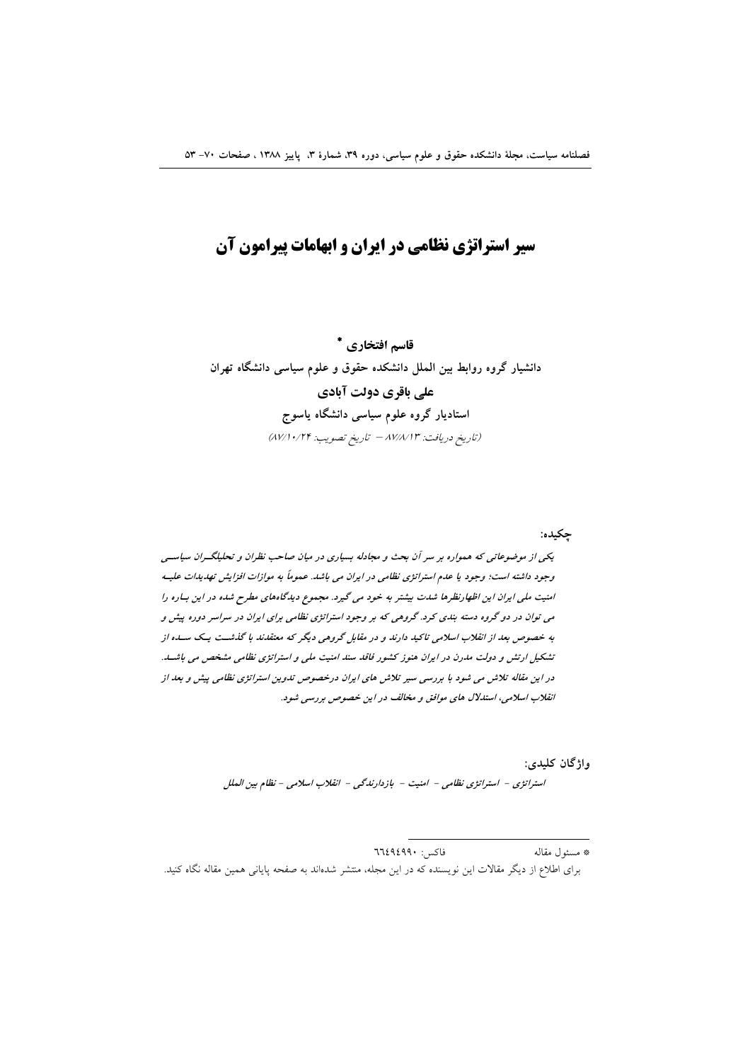# سیر استراتژی نظامی در ایران و ابهامات پیرامون آن

**قاسم افتخاری** *

**دانشیار گروه روابط بین الملل دانشکده حقوق و علوم سیاسی دانشگاه تهران**

**علی باقری دولت آبادی**

**استادیار گروه علوم سیاسی دانشگاه یاسوج**

*(تاریخ دریافت: ۸۷/۸/۱۳ – تاریخ تصویب: ۸۷/۱۰/۲۴)*

**چکیده:**

*یکی از موضوعاتی که همواره بر سر آن بحث و مجادله بسیاری در میان صاحب نظران و تحلیلگران سیاسی وجود داشته است؛ وجود یا عدم استراتژی نظامی در ایران می باشد. عموماً به موازات افزایش تهدیدات علیه امنیت ملی ایران این اظهارنظرها شدت بیشتر به خود می گیرد. مجموع دیدگاه‌های مطرح شده در این باره را می توان در دو گروه دسته بندی کرد. گروهی که بر وجود استراتژی نظامی برای ایران در سراسر دوره پیش و به خصوص بعد از انقلاب اسلامی تاکید دارند و در مقابل گروهی دیگر که معتقدند با گذشت یک سده از تشکیل ارتش و دولت مدرن در ایران هنوز کشور فاقد سند امنیت ملی و استراتژی نظامی مشخص می باشد. در این مقاله تلاش می شود با بررسی سیر تلاش های ایران درخصوص تدوین استراتژی نظامی پیش و بعد از انقلاب اسلامی، استدلال های موافق و مخالف در این خصوص بررسی شود.*

**واژگان کلیدی:**

*استراتژی – استراتژی نظامی – امنیت – بازدارندگی – انقلاب اسلامی – نظام بین الملل*

---

* مسئول مقاله — فاکس: ۶۶۴۹۴۹۹۰

برای اطلاع از دیگر مقالات این نویسنده که در این مجله، منتشر شده‌اند به صفحه پایانی همین مقاله نگاه کنید.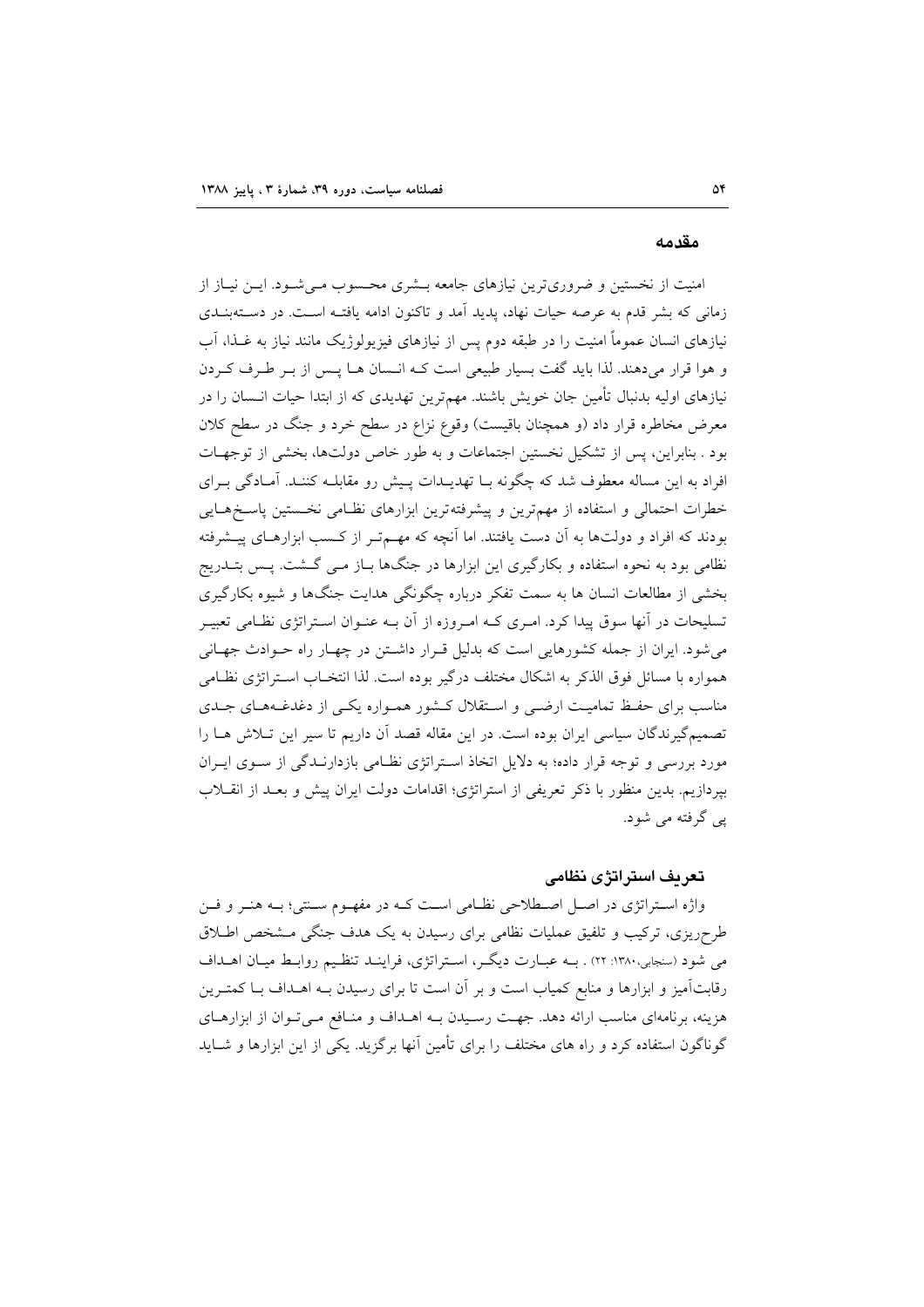## مقدمه

امنیت از نخستین و ضروری‌ترین نیازهای جامعه بشری محسوب می‌شود. این نیاز از زمانی که بشر قدم به عرصه حیات نهاد، پدید آمد و تاکنون ادامه یافته است. در دسته‌بندی نیازهای انسان عموماً امنیت را در طبقه دوم پس از نیازهای فیزیولوژیک مانند نیاز به غذا، آب و هوا قرار می‌دهند. لذا باید گفت بسیار طبیعی است که انسان ها پس از بر طرف کردن نیازهای اولیه بدنبال تأمین جان خویش باشند. مهم‌ترین تهدیدی که از ابتدا حیات انسان را در معرض مخاطره قرار داد (و همچنان باقیست) وقوع نزاع در سطح خرد و جنگ در سطح کلان بود . بنابراین، پس از تشکیل نخستین اجتماعات و به طور خاص دولت‌ها، بخشی از توجهات افراد به این مساله معطوف شد که چگونه با تهدیدات پیش رو مقابله کنند. آمادگی برای خطرات احتمالی و استفاده از مهم‌ترین و پیشرفته‌ترین ابزارهای نظامی نخستین پاسخ‌هایی بودند که افراد و دولت‌ها به آن دست یافتند. اما آنچه که مهم‌تر از کسب ابزارهای پیشرفته نظامی بود به نحوه استفاده و بکارگیری این ابزارها در جنگ‌ها باز می گشت. پس بتدریج بخشی از مطالعات انسان ها به سمت تفکر درباره چگونگی هدایت جنگ‌ها و شیوه بکارگیری تسلیحات در آنها سوق پیدا کرد. امری که امروزه از آن به عنوان استراتژی نظامی تعبیر می‌شود. ایران از جمله کشورهایی است که بدلیل قرار داشتن در چهار راه حوادث جهانی همواره با مسائل فوق الذکر به اشکال مختلف درگیر بوده است. لذا انتخاب استراتژی نظامی مناسب برای حفظ تمامیت ارضی و استقلال کشور همواره یکی از دغدغه‌های جدی تصمیم‌گیرندگان سیاسی ایران بوده است. در این مقاله قصد آن داریم تا سیر این تلاش ها را مورد بررسی و توجه قرار داده؛ به دلایل اتخاذ استراتژی نظامی بازدارندگی از سوی ایران بپردازیم. بدین منظور با ذکر تعریفی از استراتژی؛ اقدامات دولت ایران پیش و بعد از انقلاب پی گرفته می شود.

## تعریف استراتژی نظامی

واژه استراتژی در اصل اصطلاحی نظامی است که در مفهوم سنتی؛ به هنر و فن طرح‌ریزی، ترکیب و تلفیق عملیات نظامی برای رسیدن به یک هدف جنگی مشخص اطلاق می شود (سنجابی،۱۳۸۰: ۲۲) . به عبارت دیگر، استراتژی، فرایند تنظیم روابط میان اهداف رقابت‌آمیز و ابزارها و منابع کمیاب است و بر آن است تا برای رسیدن به اهداف با کمترین هزینه، برنامه‌ای مناسب ارائه دهد. جهت رسیدن به اهداف و منافع می‌توان از ابزارهای گوناگون استفاده کرد و راه های مختلف را برای تأمین آنها برگزید. یکی از این ابزارها و شاید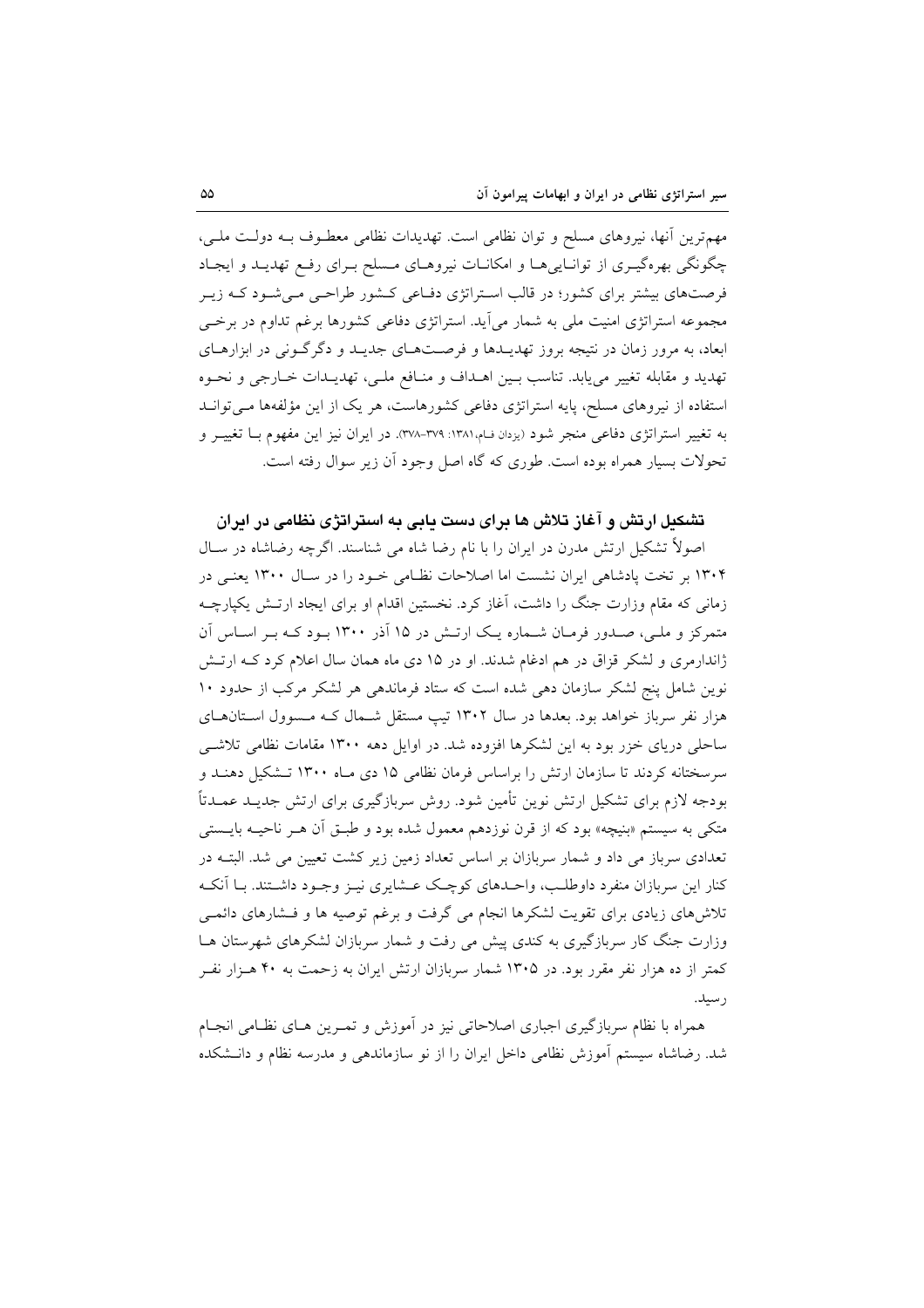مهم‌ترین آنها، نیروهای مسلح و توان نظامی است. تهدیدات نظامی معطوف بـه دولـت ملـی، چگونگی بهره‌گیـری از توانـایی‌هـا و امکانـات نیروهـای مـسلح بـرای رفـع تهدیـد و ایجـاد فرصت‌های بیشتر برای کشور؛ در قالب اسـتراتژی دفـاعی کـشور طراحـی مـی‌شـود کـه زیـر مجموعه استراتژی امنیت ملی به شمار می‌آید. استراتژی دفاعی کشورها برغم تداوم در برخـی ابعاد، به مرور زمان در نتیجه بروز تهدیـدها و فرصـت‌هـای جدیـد و دگرگـونی در ابزارهـای تهدید و مقابله تغییر می‌یابد. تناسب بـین اهـداف و منـافع ملـی، تهدیـدات خـارجی و نحـوه استفاده از نیروهای مسلح، پایه استراتژی دفاعی کشورهاست، هر یک از این مؤلفه‌ها مـی‌توانـد به تغییر استراتژی دفاعی منجر شود (یزدان فام،۱۳۸۱: ۳۷۹-۳۷۸). در ایران نیز این مفهوم بـا تغییـر و تحولات بسیار همراه بوده است. طوری که گاه اصل وجود آن زیر سوال رفته است.

## تشکیل ارتش و آغاز تلاش ها برای دست یابی به استراتژی نظامی در ایران

اصولاً تشکیل ارتش مدرن در ایران را با نام رضا شاه می شناسند. اگرچه رضاشاه در سـال ۱۳۰۴ بر تخت پادشاهی ایران نشست اما اصلاحات نظـامی خـود را در سـال ۱۳۰۰ یعنـی در زمانی که مقام وزارت جنگ را داشت، آغاز کرد. نخستین اقدام او برای ایجاد ارتـش یکپارچـه متمرکز و ملـی، صـدور فرمـان شـماره یـک ارتـش در ۱۵ آذر ۱۳۰۰ بـود کـه بـر اسـاس آن ژاندارمری و لشکر قزاق در هم ادغام شدند. او در ۱۵ دی ماه همان سال اعلام کرد کـه ارتـش نوین شامل پنج لشکر سازمان دهی شده است که ستاد فرماندهی هر لشکر مرکب از حدود ۱۰ هزار نفر سرباز خواهد بود. بعدها در سال ۱۳۰۲ تیپ مستقل شـمال کـه مـسوول اسـتان‌هـای ساحلی دریای خزر بود به این لشکرها افزوده شد. در اوایل دهه ۱۳۰۰ مقامات نظامی تلاشـی سرسختانه کردند تا سازمان ارتش را براساس فرمان نظامی ۱۵ دی مـاه ۱۳۰۰ تـشکیل دهنـد و بودجه لازم برای تشکیل ارتش نوین تأمین شود. روش سربازگیری برای ارتش جدیـد عمـدتاً متکی به سیستم «بنیچه» بود که از قرن نوزدهم معمول شده بود و طبـق آن هـر ناحیـه بایـستی تعدادی سرباز می داد و شمار سربازان بر اساس تعداد زمین زیر کشت تعیین می شد. البتـه در کنار این سربازان منفرد داوطلـب، واحـدهای کوچـک عـشایری نیـز وجـود داشـتند. بـا آنکـه تلاش‌های زیادی برای تقویت لشکرها انجام می گرفت و برغم توصیه ها و فـشارهای دائمـی وزارت جنگ کار سربازگیری به کندی پیش می رفت و شمار سربازان لشکرهای شهرستان هـا کمتر از ده هزار نفر مقرر بود. در ۱۳۰۵ شمار سربازان ارتش ایران به زحمت به ۴۰ هـزار نفـر رسید.

همراه با نظام سربازگیری اجباری اصلاحاتی نیز در آموزش و تمـرین هـای نظـامی انجـام شد. رضاشاه سیستم آموزش نظامی داخل ایران را از نو سازماندهی و مدرسه نظام و دانـشکده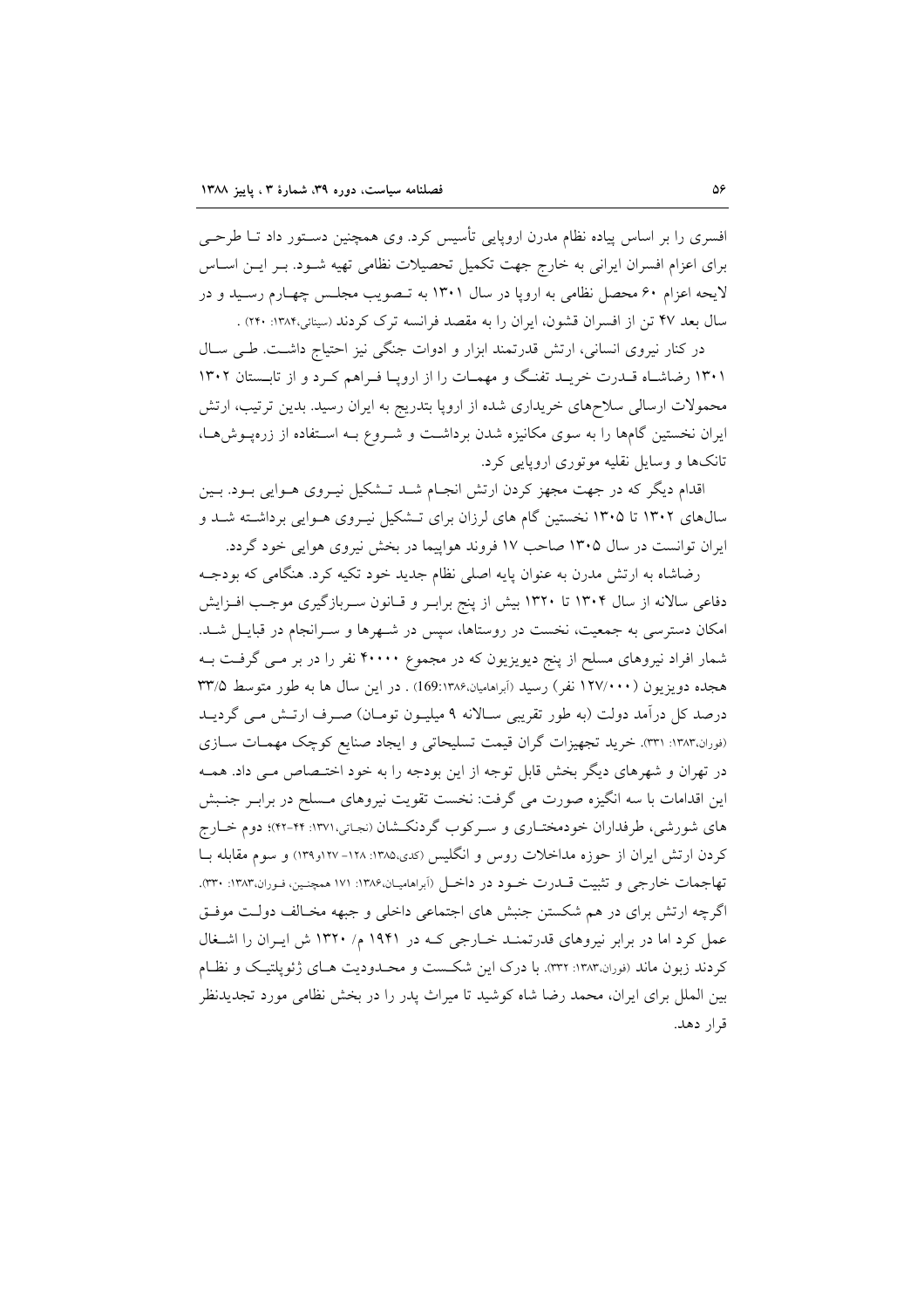افسری را بر اساس پیاده نظام مدرن اروپایی تأسیس کرد. وی همچنین دستور داد تا طرحی برای اعزام افسران ایرانی به خارج جهت تکمیل تحصیلات نظامی تهیه شود. بر این اساس لایحه اعزام ۶۰ محصل نظامی به اروپا در سال ۱۳۰۱ به تصویب مجلس چهارم رسید و در سال بعد ۴۷ تن از افسران قشون، ایران را به مقصد فرانسه ترک کردند (سینائی،۱۳۸۴: ۲۴۰) .

در کنار نیروی انسانی، ارتش قدرتمند ابزار و ادوات جنگی نیز احتیاج داشت. طی سال ۱۳۰۱ رضاشاه قدرت خرید تفنگ و مهمات را از اروپا فراهم کرد و از تابستان ۱۳۰۲ محمولات ارسالی سلاح‌های خریداری شده از اروپا بتدریج به ایران رسید. بدین ترتیب، ارتش ایران نخستین گام‌ها را به سوی مکانیزه شدن برداشت و شروع به استفاده از زره‌پوش‌ها، تانک‌ها و وسایل نقلیه موتوری اروپایی کرد.

اقدام دیگر که در جهت مجهز کردن ارتش انجام شد تشکیل نیروی هوایی بود. بین سال‌های ۱۳۰۲ تا ۱۳۰۵ نخستین گام های لرزان برای تشکیل نیروی هوایی برداشته شد و ایران توانست در سال ۱۳۰۵ صاحب ۱۷ فروند هواپیما در بخش نیروی هوایی خود گردد.

رضاشاه به ارتش مدرن به عنوان پایه اصلی نظام جدید خود تکیه کرد. هنگامی که بودجه دفاعی سالانه از سال ۱۳۰۴ تا ۱۳۲۰ بیش از پنج برابر و قانون سربازگیری موجب افزایش امکان دسترسی به جمعیت، نخست در روستاها، سپس در شهرها و سرانجام در قبایل شد. شمار افراد نیروهای مسلح از پنج دیویزیون که در مجموع ۴۰۰۰۰ نفر را در بر می گرفت به هجده دویزیون (۱۲۷/۰۰۰ نفر) رسید (آبراهامیان،۱۳۸۶:169) . در این سال ها به طور متوسط ۳۳/۵ درصد کل درآمد دولت (به طور تقریبی سالانه ۹ میلیون تومان) صرف ارتش می گردید (فوران،۱۳۸۳: ۳۳۱). خرید تجهیزات گران قیمت تسلیحاتی و ایجاد صنایع کوچک مهمات سازی در تهران و شهرهای دیگر بخش قابل توجه از این بودجه را به خود اختصاص می داد. همه این اقدامات با سه انگیزه صورت می گرفت: نخست تقویت نیروهای مسلح در برابر جنبش های شورشی، طرفداران خودمختاری و سرکوب گردنکشان (نجاتی،۱۳۷۱: ۴۴-۴۲)؛ دوم خارج کردن ارتش ایران از حوزه مداخلات روس و انگلیس (کدی،۱۳۸۵: ۱۲۸- ۱۲۷و۱۳۹) و سوم مقابله با تهاجمات خارجی و تثبیت قدرت خود در داخل (آبراهامیان،۱۳۸۶: ۱۷۱ همچنین، فوران،۱۳۸۳: ۳۳۰). اگرچه ارتش برای در هم شکستن جنبش های اجتماعی داخلی و جبهه مخالف دولت موفق عمل کرد اما در برابر نیروهای قدرتمند خارجی که در ۱۹۴۱ م/ ۱۳۲۰ ش ایران را اشغال کردند زبون ماند (فوران،۱۳۸۳: ۳۳۲). با درک این شکست و محدودیت های ژئوپلتیک و نظام بین الملل برای ایران، محمد رضا شاه کوشید تا میراث پدر را در بخش نظامی مورد تجدیدنظر قرار دهد.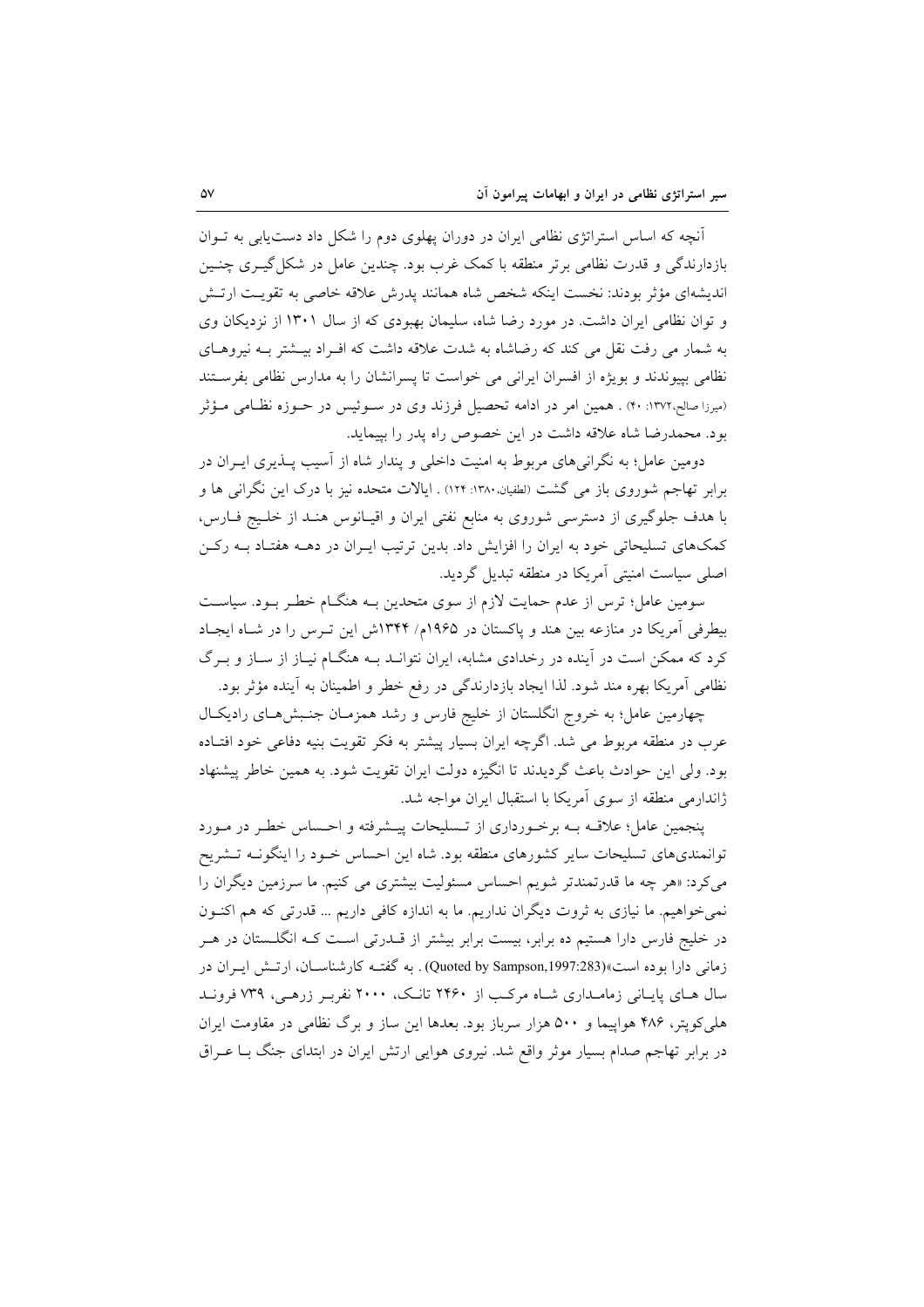آنچه که اساس استراتژی نظامی ایران در دوران پهلوی دوم را شکل داد دست‌یابی به توان بازدارندگی و قدرت نظامی برتر منطقه با کمک غرب بود. چندین عامل در شکل‌گیری چنین اندیشه‌ای مؤثر بودند: نخست اینکه شخص شاه همانند پدرش علاقه خاصی به تقویت ارتش و توان نظامی ایران داشت. در مورد رضا شاه، سلیمان بهبودی که از سال ۱۳۰۱ از نزدیکان وی به شمار می رفت نقل می کند که رضاشاه به شدت علاقه داشت که افراد بیشتر بـه نیروهای نظامی بپیوندند و بویژه از افسران ایرانی می خواست تا پسرانشان را به مدارس نظامی بفرستند (میرزا صالح،۱۳۷۲: ۴۰) . همین امر در ادامه تحصیل فرزند وی در سوئیس در حوزه نظامی مؤثر بود. محمدرضا شاه علاقه داشت در این خصوص راه پدر را بپیماید.

دومین عامل؛ به نگرانی‌های مربوط به امنیت داخلی و پندار شاه از آسیب پذیری ایران در برابر تهاجم شوروی باز می گشت (لطفیان،۱۳۸۰: ۱۲۴) . ایالات متحده نیز با درک این نگرانی ها و با هدف جلوگیری از دسترسی شوروی به منابع نفتی ایران و اقیانوس هند از خلیج فارس، کمک‌های تسلیحاتی خود به ایران را افزایش داد. بدین ترتیب ایران در دهه هفتاد به رکن اصلی سیاست امنیتی آمریکا در منطقه تبدیل گردید.

سومین عامل؛ ترس از عدم حمایت لازم از سوی متحدین به هنگام خطر بود. سیاست بیطرفی آمریکا در منازعه بین هند و پاکستان در ۱۹۶۵م/ ۱۳۴۴ش این ترس را در شاه ایجاد کرد که ممکن است در آینده در رخدادی مشابه، ایران نتواند بـه هنگام نیاز از ساز و برگ نظامی آمریکا بهره مند شود. لذا ایجاد بازدارندگی در رفع خطر و اطمینان به آینده مؤثر بود.

چهارمین عامل؛ به خروج انگلستان از خلیج فارس و رشد همزمان جنبش‌های رادیکال عرب در منطقه مربوط می شد. اگرچه ایران بسیار پیشتر به فکر تقویت بنیه دفاعی خود افتاده بود. ولی این حوادث باعث گردیدند تا انگیزه دولت ایران تقویت شود. به همین خاطر پیشنهاد ژاندارمی منطقه از سوی آمریکا با استقبال ایران مواجه شد.

پنجمین عامل؛ علاقه به برخورداری از تسلیحات پیشرفته و احساس خطر در مورد توانمندی‌های تسلیحات سایر کشورهای منطقه بود. شاه این احساس خود را اینگونه تشریح می‌کرد: «هر چه ما قدرتمندتر شویم احساس مسئولیت بیشتری می کنیم. ما سرزمین دیگران را نمی‌خواهیم. ما نیازی به ثروت دیگران نداریم. ما به اندازه کافی داریم ... قدرتی که هم اکنون در خلیج فارس دارا هستیم ده برابر، بیست برابر بیشتر از قدرتی است که انگلستان در هر زمانی دارا بوده است»(Quoted by Sampson,1997:283) . به گفته کارشناسان، ارتش ایران در سال های پایانی زمامداری شاه مرکب از ۲۴۶۰ تانک، ۲۰۰۰ نفربر زرهی، ۷۳۹ فروند هلی‌کوپتر، ۴۸۶ هواپیما و ۵۰۰ هزار سرباز بود. بعدها این ساز و برگ نظامی در مقاومت ایران در برابر تهاجم صدام بسیار موثر واقع شد. نیروی هوایی ارتش ایران در ابتدای جنگ با عراق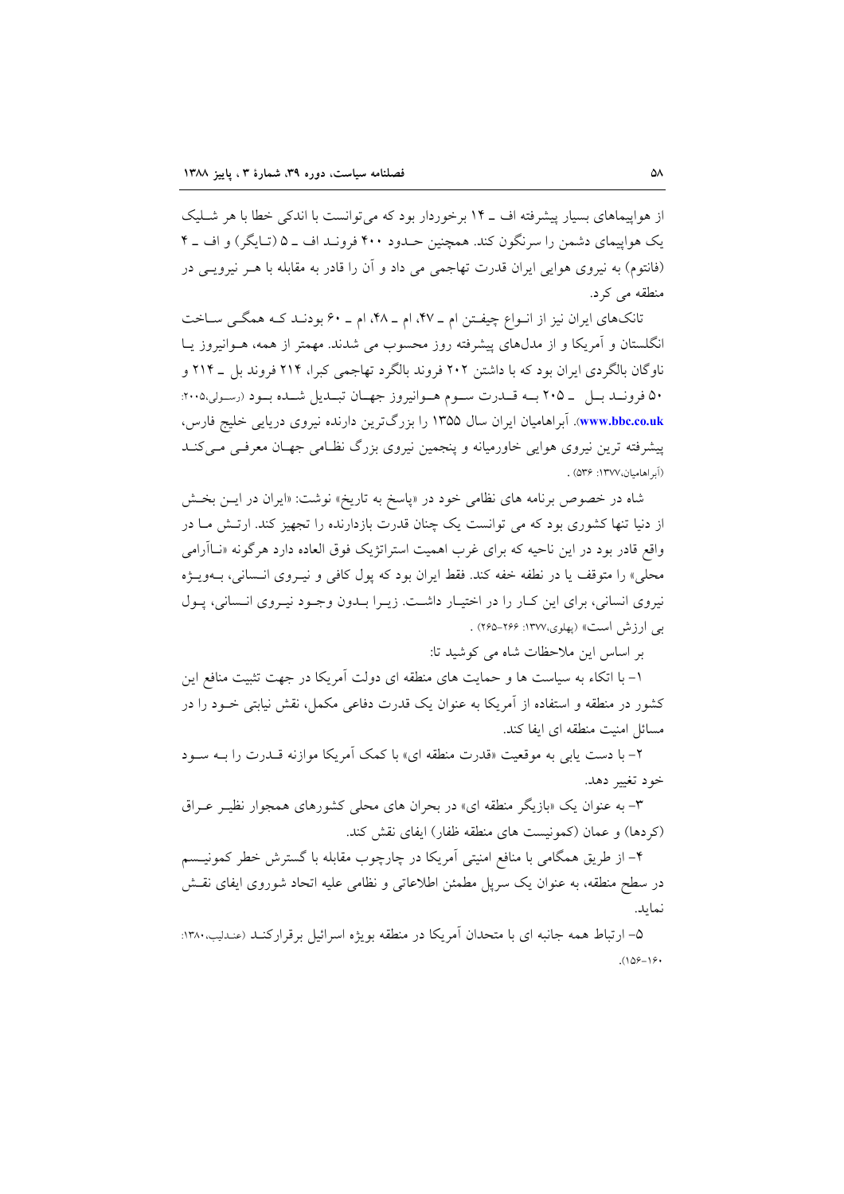از هواپیماهای بسیار پیشرفته اف ـ ۱۴ برخوردار بود که می‌توانست با اندکی خطا با هر شلیک یک هواپیمای دشمن را سرنگون کند. همچنین حدود ۴۰۰ فروند اف ـ ۵ (تایگر) و اف ـ ۴ (فانتوم) به نیروی هوایی ایران قدرت تهاجمی می داد و آن را قادر به مقابله با هر نیرویی در منطقه می کرد.

تانک‌های ایران نیز از انواع چیفتن ام ـ ۴۷، ام ـ ۴۸، ام ـ ۶۰ بودند که همگی ساخت انگلستان و آمریکا و از مدل‌های پیشرفته روز محسوب می شدند. مهمتر از همه، هوانیروز یا ناوگان بالگردی ایران بود که با داشتن ۲۰۲ فروند بالگرد تهاجمی کبرا، ۲۱۴ فروند بل ـ ۲۱۴ و ۵۰ فروند بل ـ ۲۰۵ به قدرت سوم هوانیروز جهان تبدیل شده بود (رسولی،۲۰۰۵: www.bbc.co.uk). آبراهامیان ایران سال ۱۳۵۵ را بزرگ‌ترین دارنده نیروی دریایی خلیج فارس، پیشرفته ترین نیروی هوایی خاورمیانه و پنجمین نیروی بزرگ نظامی جهان معرفی می‌کند (آبراهامیان،۱۳۷۷: ۵۳۶) .

شاه در خصوص برنامه های نظامی خود در «پاسخ به تاریخ» نوشت: «ایران در این بخش از دنیا تنها کشوری بود که می توانست یک چنان قدرت بازدارنده را تجهیز کند. ارتش ما در واقع قادر بود در این ناحیه که برای غرب اهمیت استراتژیک فوق العاده دارد هرگونه «ناآرامی محلی» را متوقف یا در نطفه خفه کند. فقط ایران بود که پول کافی و نیروی انسانی، به‌ویژه نیروی انسانی، برای این کار را در اختیار داشت. زیرا بدون وجود نیروی انسانی، پول بی ارزش است» (پهلوی،۱۳۷۷: ۲۶۶-۲۶۵) .

بر اساس این ملاحظات شاه می کوشید تا:

۱- با اتکاء به سیاست ها و حمایت های منطقه ای دولت آمریکا در جهت تثبیت منافع این کشور در منطقه و استفاده از آمریکا به عنوان یک قدرت دفاعی مکمل، نقش نیابتی خود را در مسائل امنیت منطقه ای ایفا کند.

۲- با دست یابی به موقعیت «قدرت منطقه ای» با کمک آمریکا موازنه قدرت را به سود خود تغییر دهد.

۳- به عنوان یک «بازیگر منطقه ای» در بحران های محلی کشورهای همجوار نظیر عراق (کردها) و عمان (کمونیست های منطقه ظفار) ایفای نقش کند.

۴- از طریق همگامی با منافع امنیتی آمریکا در چارچوب مقابله با گسترش خطر کمونیسم در سطح منطقه، به عنوان یک سرپل مطمئن اطلاعاتی و نظامی علیه اتحاد شوروی ایفای نقش نماید.

۵- ارتباط همه جانبه ای با متحدان آمریکا در منطقه بویژه اسرائیل برقرارکند (عندلیب،۱۳۸۰: ۱۶۰-۱۵۶).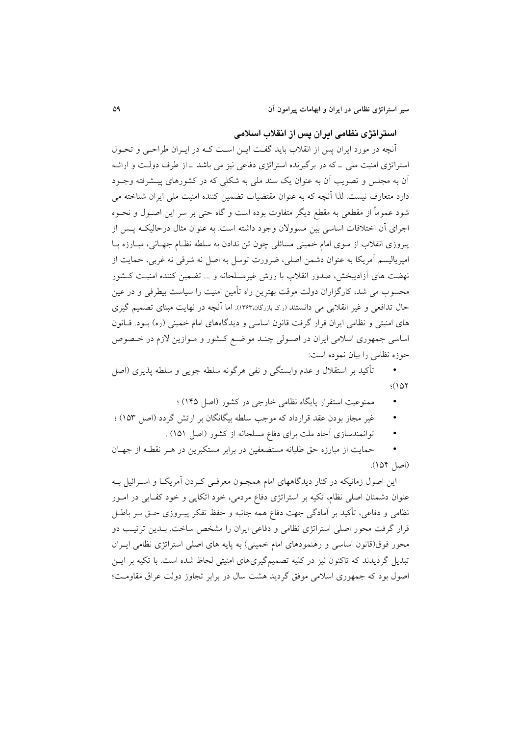## استراتژی نظامی ایران پس از انقلاب اسلامی

آنچه در مورد ایران پس از انقلاب باید گفت این است که در ایران طراحی و تحول استراتژی امنیت ملی ـ که در برگیرنده استراتژی دفاعی نیز می باشد ـ از طرف دولت و ارائه آن به مجلس و تصویب آن به عنوان یک سند ملی به شکلی که در کشورهای پیشرفته وجود دارد متعارف نیست. لذا آنچه که به عنوان مقتضیات تضمین کننده امنیت ملی ایران شناخته می شود عموماً از مقطعی به مقطع دیگر متفاوت بوده است و گاه حتی بر سر این اصول و نحوه اجرای آن اختلافات اساسی بین مسوولان وجود داشته است. به عنوان مثال درحالیکه پس از پیروزی انقلاب از سوی امام خمینی مسائلی چون تن ندادن به سلطه نظام جهانی، مبارزه با امپریالیسم آمریکا به عنوان دشمن اصلی، ضرورت توسل به اصل نه شرقی نه غربی، حمایت از نهضت های آزادیبخش، صدور انقلاب با روش غیرمسلحانه و ... تضمین کننده امنیت کشور محسوب می شد، کارگزاران دولت موقت بهترین راه تأمین امنیت را سیاست بیطرفی و در عین حال تدافعی و غیر انقلابی می دانستند (ر.ک بازرگان،۱۳۶۳). اما آنچه در نهایت مبنای تصمیم گیری های امنیتی و نظامی ایران قرار گرفت قانون اساسی و دیدگاههای امام خمینی (ره) بود. قانون اساسی جمهوری اسلامی ایران در اصولی چند مواضع کشور و موازین لازم در خصوص حوزه نظامی را بیان نموده است:

- تأکید بر استقلال و عدم وابستگی و نفی هرگونه سلطه جویی و سلطه پذیری (اصل ۱۵۲)؛
- ممنوعیت استقرار پایگاه نظامی خارجی در کشور (اصل ۱۴۵) ؛
- غیر مجاز بودن عقد قرارداد که موجب سلطه بیگانگان بر ارتش گردد (اصل ۱۵۳) ؛
- توانمندسازی آحاد ملت برای دفاع مسلحانه از کشور (اصل ۱۵۱) .
- حمایت از مبارزه حق طلبانه مستضعفین در برابر مستکبرین در هر نقطه از جهان (اصل ۱۵۴).

این اصول زمانیکه در کنار دیدگاههای امام همچون معرفی کردن آمریکا و اسرائیل به عنوان دشمنان اصلی نظام، تکیه بر استراتژی دفاع مردمی، خود اتکایی و خود کفایی در امور نظامی و دفاعی، تأکید بر آمادگی جهت دفاع همه جانبه و حفظ تفکر پیروزی حق بر باطل قرار گرفت محور اصلی استراتژی نظامی و دفاعی ایران را مشخص ساخت. بدین ترتیب دو محور فوق(قانون اساسی و رهنمودهای امام خمینی) به پایه های اصلی استراتژی نظامی ایران تبدیل گردیدند که تاکنون نیز در کلیه تصمیم‌گیری‌های امنیتی لحاظ شده است. با تکیه بر این اصول بود که جمهوری اسلامی موفق گردید هشت سال در برابر تجاوز دولت عراق مقاومت؛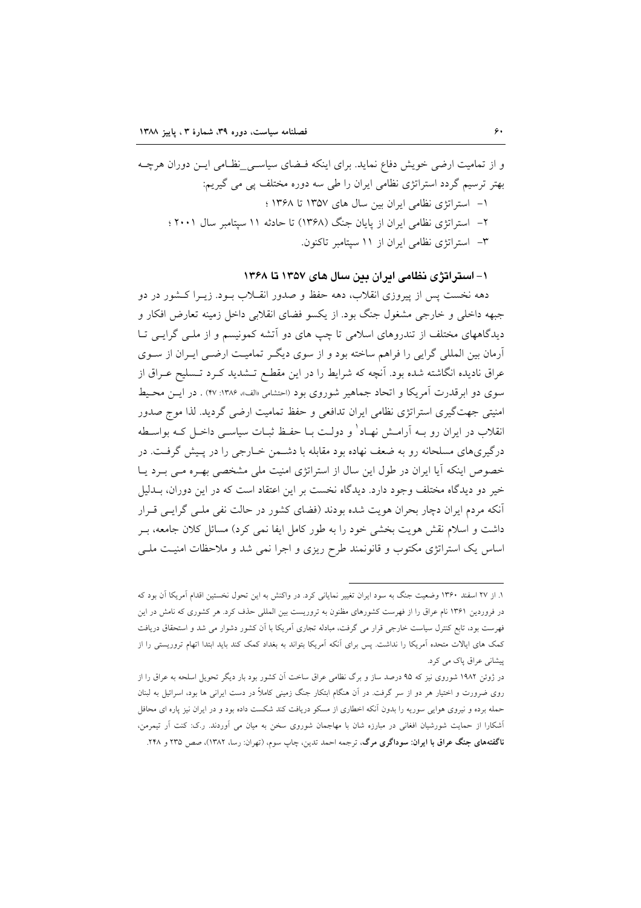و از تمامیت ارضی خویش دفاع نماید. برای اینکه فـضای سیاسـی_نظـامی ایـن دوران هرچـه بهتر ترسیم گردد استراتژی نظامی ایران را طی سه دوره مختلف پی می گیریم:

۱- استراتژی نظامی ایران بین سال های ۱۳۵۷ تا ۱۳۶۸ ؛
۲- استراتژی نظامی ایران از پایان جنگ (۱۳۶۸) تا حادثه ۱۱ سپتامبر سال ۲۰۰۱ ؛
۳- استراتژی نظامی ایران از ۱۱ سپتامبر تاکنون.

### ۱- استراتژی نظامی ایران بین سال های ۱۳۵۷ تا ۱۳۶۸

دهه نخست پس از پیروزی انقلاب، دهه حفظ و صدور انقـلاب بـود. زیـرا کـشور در دو جبهه داخلی و خارجی مشغول جنگ بود. از یکسو فضای انقلابی داخل زمینه تعارض افکار و دیدگاههای مختلف از تندروهای اسلامی تا چپ های دو آتشه کمونیسم و از ملـی گرایـی تـا آرمان بین المللی گرایی را فراهم ساخته بود و از سوی دیگـر تمامیـت ارضـی ایـران از سـوی عراق نادیده انگاشته شده بود. آنچه که شرایط را در این مقطـع تـشدید کـرد تـسلیح عـراق از سوی دو ابرقدرت آمریکا و اتحاد جماهیر شوروی بود (احتشامی «الف»، ۱۳۸۶: ۴۷) . در ایـن محـیط امنیتی جهت‌گیری استراتژی نظامی ایران تدافعی و حفظ تمامیت ارضی گردید. لذا موج صدور انقلاب در ایران رو بـه آرامـش نهـاد[1] و دولـت بـا حفـظ ثبـات سیاسـی داخـل کـه بواسـطه درگیری‌های مسلحانه رو به ضعف نهاده بود مقابله با دشـمن خـارجی را در پـیش گرفـت. در خصوص اینکه آیا ایران در طول این سال از استراتژی امنیت ملی مشخصی بهـره مـی بـرد یـا خیر دو دیدگاه مختلف وجود دارد. دیدگاه نخست بر این اعتقاد است که در این دوران، بـدلیل آنکه مردم ایران دچار بحران هویت شده بودند (فضای کشور در حالت نفی ملـی گرایـی قـرار داشت و اسلام نقش هویت بخشی خود را به طور کامل ایفا نمی کرد) مسائل کلان جامعه، بـر اساس یک استراتژی مکتوب و قانونمند طرح ریزی و اجرا نمی شد و ملاحظات امنیـت ملـی

---

۱. از ۲۷ اسفند ۱۳۶۰ وضعیت جنگ به سود ایران تغییر نمایانی کرد. در واکنش به این تحول نخستین اقدام آمریکا آن بود که در فروردین ۱۳۶۱ نام عراق را از فهرست کشورهای مظنون به تروریست بین المللی حذف کرد. هر کشوری که نامش در این فهرست بود، تابع کنترل سیاست خارجی قرار می گرفت، مبادله تجاری آمریکا با آن کشور دشوار می شد و استحقاق دریافت کمک های ایالات متحده آمریکا را نداشت. پس برای آنکه آمریکا بتواند به بغداد کمک کند باید ابتدا اتهام تروریستی را از پیشانی عراق پاک می کرد.

در ژوئن ۱۹۸۲ شوروی نیز که ۹۵ درصد ساز و برگ نظامی عراق ساخت آن کشور بود بار دیگر تحویل اسلحه به عراق را از روی ضرورت و اختیار هر دو از سر گرفت. در آن هنگام ابتکار جنگ زمینی کاملاً در دست ایرانی ها بود، اسرائیل به لبنان حمله برده و نیروی هوایی سوریه را بدون آنکه اخطاری از مسکو دریافت کند شکست داده بود و در ایران نیز پاره ای محافل آشکارا از حمایت شورشیان افغانی در مبارزه شان با مهاجمان شوروی سخن به میان می آوردند. ر.ک: کنت آر تیمرمن، **ناگفته‌های جنگ عراق با ایران: سوداگری مرگ**، ترجمه احمد تدین، چاپ سوم، (تهران: رسا، ۱۳۸۲)، صص ۲۳۵ و ۲۴۸.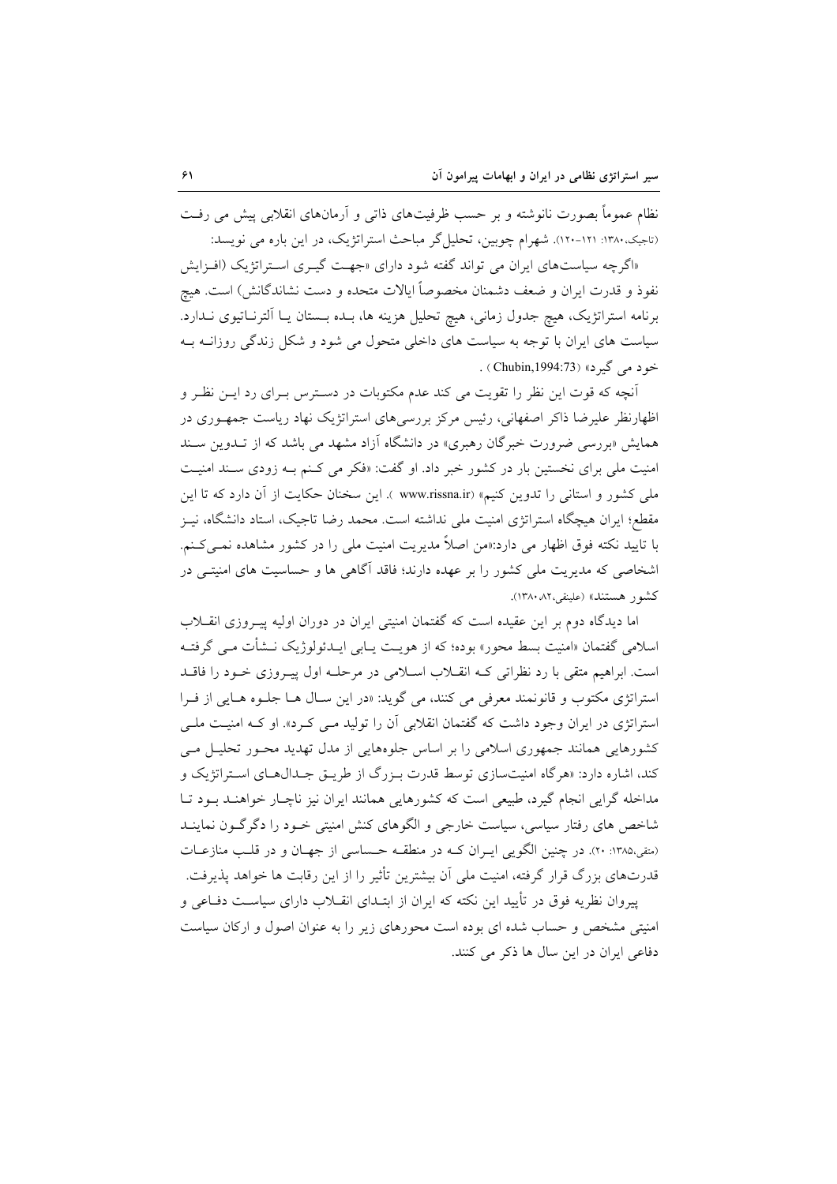نظام عموماً بصورت نانوشته و بر حسب ظرفیت‌های ذاتی و آرمان‌های انقلابی پیش می رفت (تاجیک،۱۳۸۰: ۱۲۱-۱۲۰). شهرام چوبین، تحلیل‌گر مباحث استراتژیک، در این باره می نویسد:

«اگرچه سیاست‌های ایران می تواند گفته شود دارای «جهت گیری استراتژیک (افزایش نفوذ و قدرت ایران و ضعف دشمنان مخصوصاً ایالات متحده و دست نشاندگانش) است. هیچ برنامه استراتژیک، هیچ جدول زمانی، هیچ تحلیل هزینه ها، بده بستان یا آلترناتیوی ندارد. سیاست های ایران با توجه به سیاست های داخلی متحول می شود و شکل زندگی روزانه به خود می گیرد» (Chubin,1994:73) .

آنچه که قوت این نظر را تقویت می کند عدم مکتوبات در دسترس برای رد این نظر و اظهارنظر علیرضا ذاکر اصفهانی، رئیس مرکز بررسی‌های استراتژیک نهاد ریاست جمهوری در همایش «بررسی ضرورت خبرگان رهبری» در دانشگاه آزاد مشهد می باشد که از تدوین سند امنیت ملی برای نخستین بار در کشور خبر داد. او گفت: «فکر می کنم به زودی سند امنیت ملی کشور و استانی را تدوین کنیم» (www.rissna.ir ). این سخنان حکایت از آن دارد که تا این مقطع؛ ایران هیچگاه استراتژی امنیت ملی نداشته است. محمد رضا تاجیک، استاد دانشگاه، نیز با تایید نکته فوق اظهار می دارد:«من اصلاً مدیریت امنیت ملی را در کشور مشاهده نمی‌کنم. اشخاصی که مدیریت ملی کشور را بر عهده دارند؛ فاقد آگاهی ها و حساسیت های امنیتی در کشور هستند» (علینقی،۸۲، ۱۳۸۰).

اما دیدگاه دوم بر این عقیده است که گفتمان امنیتی ایران در دوران اولیه پیروزی انقلاب اسلامی گفتمان «امنیت بسط محور» بوده؛ که از هویت یابی ایدئولوژیک نشأت می گرفته است. ابراهیم متقی با رد نظراتی که انقلاب اسلامی در مرحله اول پیروزی خود را فاقد استراتژی مکتوب و قانونمند معرفی می کنند، می گوید: «در این سال ها جلوه هایی از فرا استراتژی در ایران وجود داشت که گفتمان انقلابی آن را تولید می کرد». او که امنیت ملی کشورهایی همانند جمهوری اسلامی را بر اساس جلوه‌هایی از مدل تهدید محور تحلیل می کند، اشاره دارد: «هرگاه امنیت‌سازی توسط قدرت بزرگ از طریق جدال‌های استراتژیک و مداخله گرایی انجام گیرد، طبیعی است که کشورهایی همانند ایران نیز ناچار خواهند بود تا شاخص های رفتار سیاسی، سیاست خارجی و الگوهای کنش امنیتی خود را دگرگون نمایند (متقی،۱۳۸۵: ۲۰). در چنین الگویی ایران که در منطقه حساسی از جهان و در قلب منازعات قدرت‌های بزرگ قرار گرفته، امنیت ملی آن بیشترین تأثیر را از این رقابت ها خواهد پذیرفت.

پیروان نظریه فوق در تأیید این نکته که ایران از ابتدای انقلاب دارای سیاست دفاعی و امنیتی مشخص و حساب شده ای بوده است محورهای زیر را به عنوان اصول و ارکان سیاست دفاعی ایران در این سال ها ذکر می کنند.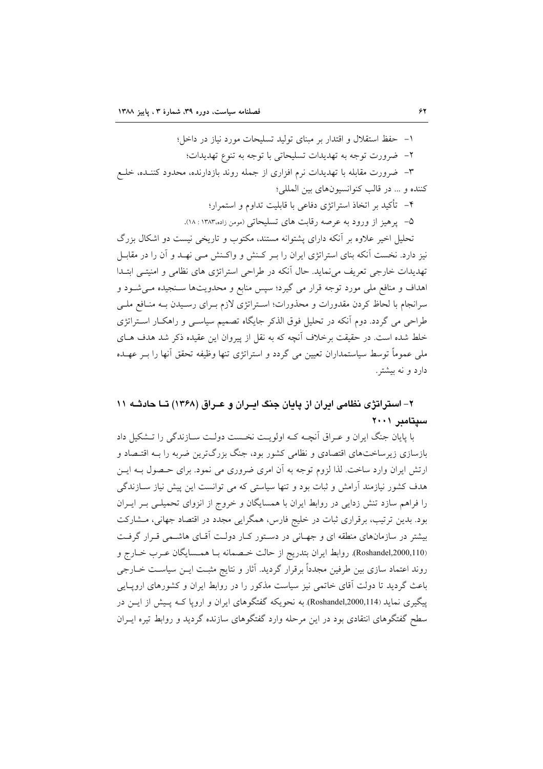۱- حفظ استقلال و اقتدار بر مبنای تولید تسلیحات مورد نیاز در داخل؛

۲- ضرورت توجه به تهدیدات تسلیحاتی با توجه به تنوع تهدیدات؛

۳- ضرورت مقابله با تهدیدات نرم افزاری از جمله روند بازدارنده، محدود کننده، خلع کننده و ... در قالب کنوانسیون‌های بین المللی؛

۴- تأکید بر اتخاذ استراتژی دفاعی با قابلیت تداوم و استمرار؛

۵- پرهیز از ورود به عرصه رقابت های تسلیحاتی (مومن زاده،۱۳۸۳ : ۱۸).

تحلیل اخیر علاوه بر آنکه دارای پشتوانه مستند، مکتوب و تاریخی نیست دو اشکال بزرگ نیز دارد. نخست آنکه بنای استراتژی ایران را بر کنش و واکنش می نهد و آن را در مقابل تهدیدات خارجی تعریف می‌نماید. حال آنکه در طراحی استراتژی های نظامی و امنیتی ابتدا اهداف و منافع ملی مورد توجه قرار می گیرد؛ سپس منابع و محدویت‌ها سنجیده می‌شود و سرانجام با لحاظ کردن مقدورات و محذورات؛ استراتژی لازم برای رسیدن به منافع ملی طراحی می گردد. دوم آنکه در تحلیل فوق الذکر جایگاه تصمیم سیاسی و راهکار استراتژی خلط شده است. در حقیقت برخلاف آنچه که به نقل از پیروان این عقیده ذکر شد هدف های ملی عموماً توسط سیاستمداران تعیین می گردد و استراتژی تنها وظیفه تحقق آنها را بر عهده دارد و نه بیشتر.

## ۲- استراتژی نظامی ایران از پایان جنگ ایران و عراق (۱۳۶۸) تا حادثه ۱۱ سپتامبر ۲۰۰۱

با پایان جنگ ایران و عراق آنچه که اولویت نخست دولت سازندگی را تشکیل داد بازسازی زیرساخت‌های اقتصادی و نظامی کشور بود، جنگ بزرگ‌ترین ضربه را به اقتصاد و ارتش ایران وارد ساخت. لذا لزوم توجه به آن امری ضروری می نمود. برای حصول به این هدف کشور نیازمند آرامش و ثبات بود و تنها سیاستی که می توانست این پیش نیاز سازندگی را فراهم سازد تنش زدایی در روابط ایران با همسایگان و خروج از انزوای تحمیلی بر ایران بود. بدین ترتیب، برقراری ثبات در خلیج فارس، همگرایی مجدد در اقتصاد جهانی، مشارکت بیشتر در سازمان‌های منطقه ای و جهانی در دستور کار دولت آقای هاشمی قرار گرفت (Roshandel,2000,110). روابط ایران بتدریج از حالت خصمانه با همسایگان عرب خارج و روند اعتماد سازی بین طرفین مجدداً برقرار گردید. آثار و نتایج مثبت این سیاست خارجی باعث گردید تا دولت آقای خاتمی نیز سیاست مذکور را در روابط ایران و کشورهای اروپایی پیگیری نماید (Roshandel,2000,114). به نحویکه گفتگوهای ایران و اروپا که پیش از این در سطح گفتگوهای انتقادی بود در این مرحله وارد گفتگوهای سازنده گردید و روابط تیره ایران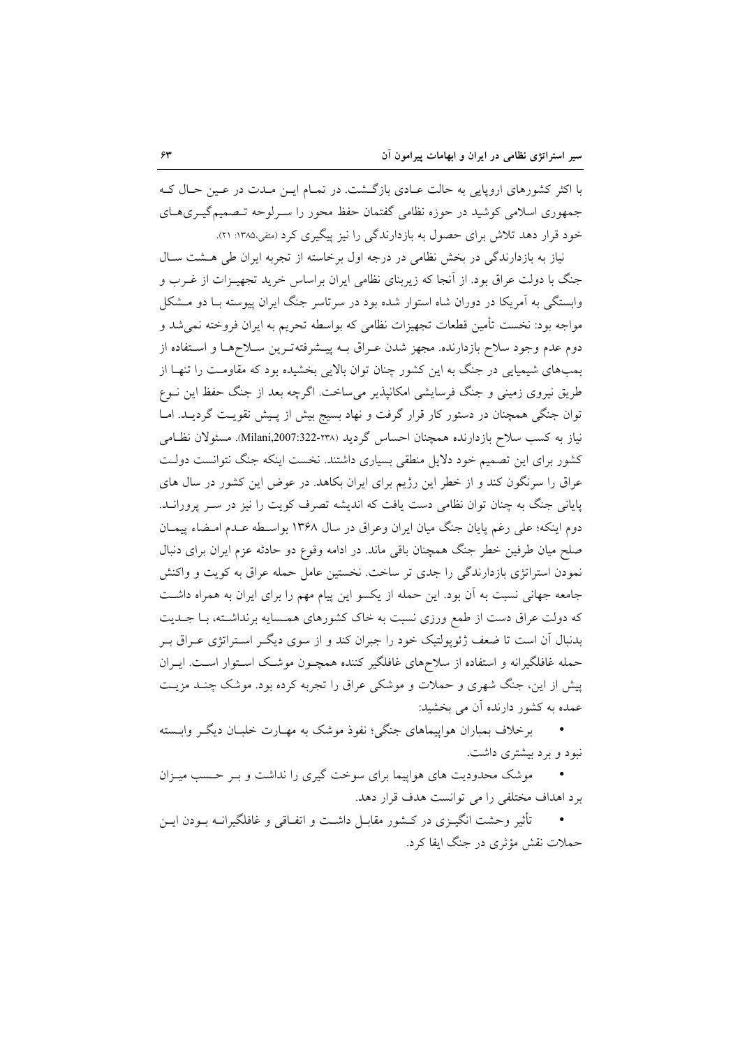با اکثر کشورهای اروپایی به حالت عـادی بازگـشت. در تمـام ایـن مـدت در عـین حـال کـه جمهوری اسلامی کوشید در حوزه نظامی گفتمان حفظ محور را سـرلوحه تـصمیم‌گیـری‌هـای خود قرار دهد تلاش برای حصول به بازدارندگی را نیز پیگیری کرد (متقی،۱۳۸۵: ۲۱).

نیاز به بازدارندگی در بخش نظامی در درجه اول برخاسته از تجربه ایران طی هـشت سـال جنگ با دولت عراق بود. از آنجا که زیربنای نظامی ایران براساس خرید تجهیـزات از غـرب و وابستگی به آمریکا در دوران شاه استوار شده بود در سرتاسر جنگ ایران پیوسته بـا دو مـشکل مواجه بود: نخست تأمین قطعات تجهیزات نظامی که بواسطه تحریم به ایران فروخته نمی‌شد و دوم عدم وجود سلاح بازدارنده. مجهز شدن عـراق بـه پیـشرفته‌تـرین سـلاح‌هـا و اسـتفاده از بمب‌های شیمیایی در جنگ به این کشور چنان توان بالایی بخشیده بود که مقاومـت را تنهـا از طریق نیروی زمینی و جنگ فرسایشی امکانپذیر می‌ساخت. اگرچه بعد از جنگ حفظ این نـوع توان جنگی همچنان در دستور کار قرار گرفت و نهاد بسیج بیش از پیش تقویـت گردیـد. امـا نیاز به کسب سلاح بازدارنده همچنان احساس گردید (Milani,2007:322-۲۳۸). مسئولان نظـامی کشور برای این تصمیم خود دلایل منطقی بسیاری داشتند. نخست اینکه جنگ نتوانست دولـت عراق را سرنگون کند و از خطر این رژیم برای ایران بکاهد. در عوض این کشور در سال های پایانی جنگ به چنان توان نظامی دست یافت که اندیشه تصرف کویت را نیز در سـر پرورانـد. دوم اینکه؛ علی رغم پایان جنگ میان ایران وعراق در سال ۱۳۶۸ بواسـطه عـدم امـضاء پیمـان صلح میان طرفین خطر جنگ همچنان باقی ماند. در ادامه وقوع دو حادثه عزم ایران برای دنبال نمودن استراتژی بازدارندگی را جدی تر ساخت. نخستین عامل حمله عراق به کویت و واکنش جامعه جهانی نسبت به آن بود. این حمله از یکسو این پیام مهم را برای ایران به همراه داشـت که دولت عراق دست از طمع ورزی نسبت به خاک کشورهای همـسایه برنداشـته، بـا جـدیت بدنبال آن است تا ضعف ژئوپولتیک خود را جبران کند و از سوی دیگـر اسـتراتژی عـراق بـر حمله غافلگیرانه و استفاده از سلاح‌های غافلگیر کننده همچـون موشـک اسـتوار اسـت. ایـران پیش از این، جنگ شهری و حملات و موشکی عراق را تجربه کرده بود. موشک چنـد مزیـت عمده به کشور دارنده آن می بخشید:

- برخلاف بمباران هواپیماهای جنگی؛ نفوذ موشک به مهـارت خلبـان دیگـر وابـسته نبود و برد بیشتری داشت.
- موشک محدودیت های هواپیما برای سوخت گیری را نداشت و بـر حـسب میـزان برد اهداف مختلفی را می توانست هدف قرار دهد.
- تأثیر وحشت انگیـزی در کـشور مقابـل داشـت و اتفـاقی و غافلگیرانـه بـودن ایـن حملات نقش مؤثری در جنگ ایفا کرد.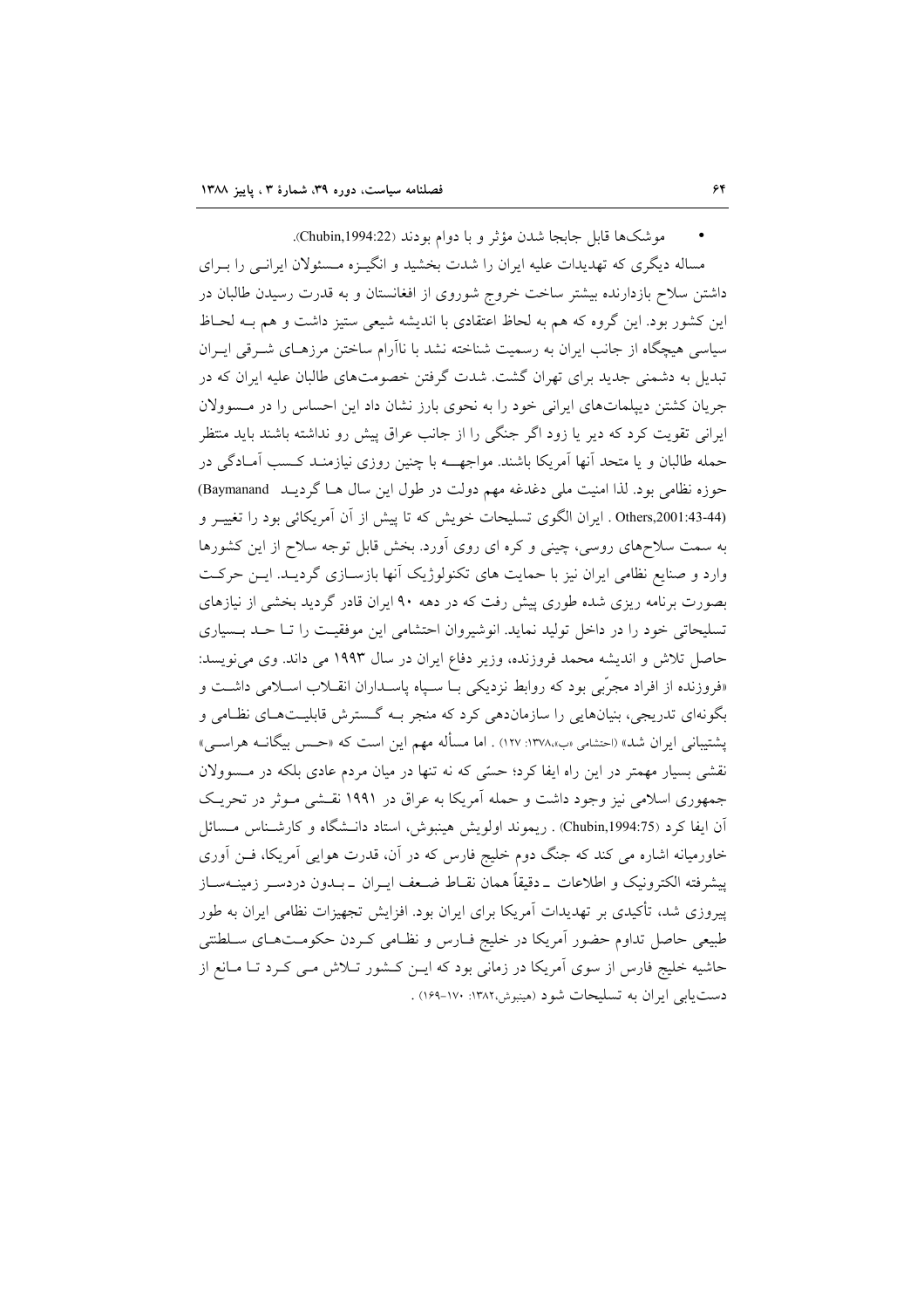- موشک‌ها قابل جابجا شدن مؤثر و با دوام بودند (Chubin,1994:22).

مساله دیگری که تهدیدات علیه ایران را شدت بخشید و انگیزه مسئولان ایرانی را برای داشتن سلاح بازدارنده بیشتر ساخت خروج شوروی از افغانستان و به قدرت رسیدن طالبان در این کشور بود. این گروه که هم به لحاظ اعتقادی با اندیشه شیعی ستیز داشت و هم به لحاظ سیاسی هیچگاه از جانب ایران به رسمیت شناخته نشد با ناآرام ساختن مرزهای شرقی ایران تبدیل به دشمنی جدید برای تهران گشت. شدت گرفتن خصومت‌های طالبان علیه ایران که در جریان کشتن دیپلمات‌های ایرانی خود را به نحوی بارز نشان داد این احساس را در مسوولان ایرانی تقویت کرد که دیر یا زود اگر جنگی را از جانب عراق پیش رو نداشته باشند باید منتظر حمله طالبان و یا متحد آنها آمریکا باشند. مواجهه با چنین روزی نیازمند کسب آمادگی در حوزه نظامی بود. لذا امنیت ملی دغدغه مهم دولت در طول این سال ها گردید (Baymanand Others,2001:43-44) . ایران الگوی تسلیحات خویش که تا پیش از آن آمریکائی بود را تغییر و به سمت سلاح‌های روسی، چینی و کره ای روی آورد. بخش قابل توجه سلاح از این کشورها وارد و صنایع نظامی ایران نیز با حمایت های تکنولوژیک آنها بازسازی گردید. این حرکت بصورت برنامه ریزی شده طوری پیش رفت که در دهه ۹۰ ایران قادر گردید بخشی از نیازهای تسلیحاتی خود را در داخل تولید نماید. انوشیروان احتشامی این موفقیت را تا حد بسیاری حاصل تلاش و اندیشه محمد فروزنده، وزیر دفاع ایران در سال ۱۹۹۳ می داند. وی می‌نویسد: «فروزنده از افراد مجرّبی بود که روابط نزدیکی با سپاه پاسداران انقلاب اسلامی داشت و بگونه‌ای تدریجی، بنیان‌هایی را سازمان‌دهی کرد که منجر به گسترش قابلیت‌های نظامی و پشتیبانی ایران شد» (احتشامی «ب»،۱۳۷۸: ۱۲۷) . اما مسأله مهم این است که «حس بیگانه هراسی» نقشی بسیار مهمتر در این راه ایفا کرد؛ حسّی که نه تنها در میان مردم عادی بلکه در مسوولان جمهوری اسلامی نیز وجود داشت و حمله آمریکا به عراق در ۱۹۹۱ نقشی موثر در تحریک آن ایفا کرد (Chubin,1994:75) . ریموند اولویش هینبوش، استاد دانشگاه و کارشناس مسائل خاورمیانه اشاره می کند که جنگ دوم خلیج فارس که در آن، قدرت هوایی آمریکا، فن آوری پیشرفته الکترونیک و اطلاعات ـ دقیقاً همان نقاط ضعف ایران ـ بدون دردسر زمینه‌ساز پیروزی شد، تأکیدی بر تهدیدات آمریکا برای ایران بود. افزایش تجهیزات نظامی ایران به طور طبیعی حاصل تداوم حضور آمریکا در خلیج فارس و نظامی کردن حکومت‌های سلطنتی حاشیه خلیج فارس از سوی آمریکا در زمانی بود که این کشور تلاش می کرد تا مانع از دست‌یابی ایران به تسلیحات شود (هینبوش،۱۳۸۲: ۱۷۰-۱۶۹) .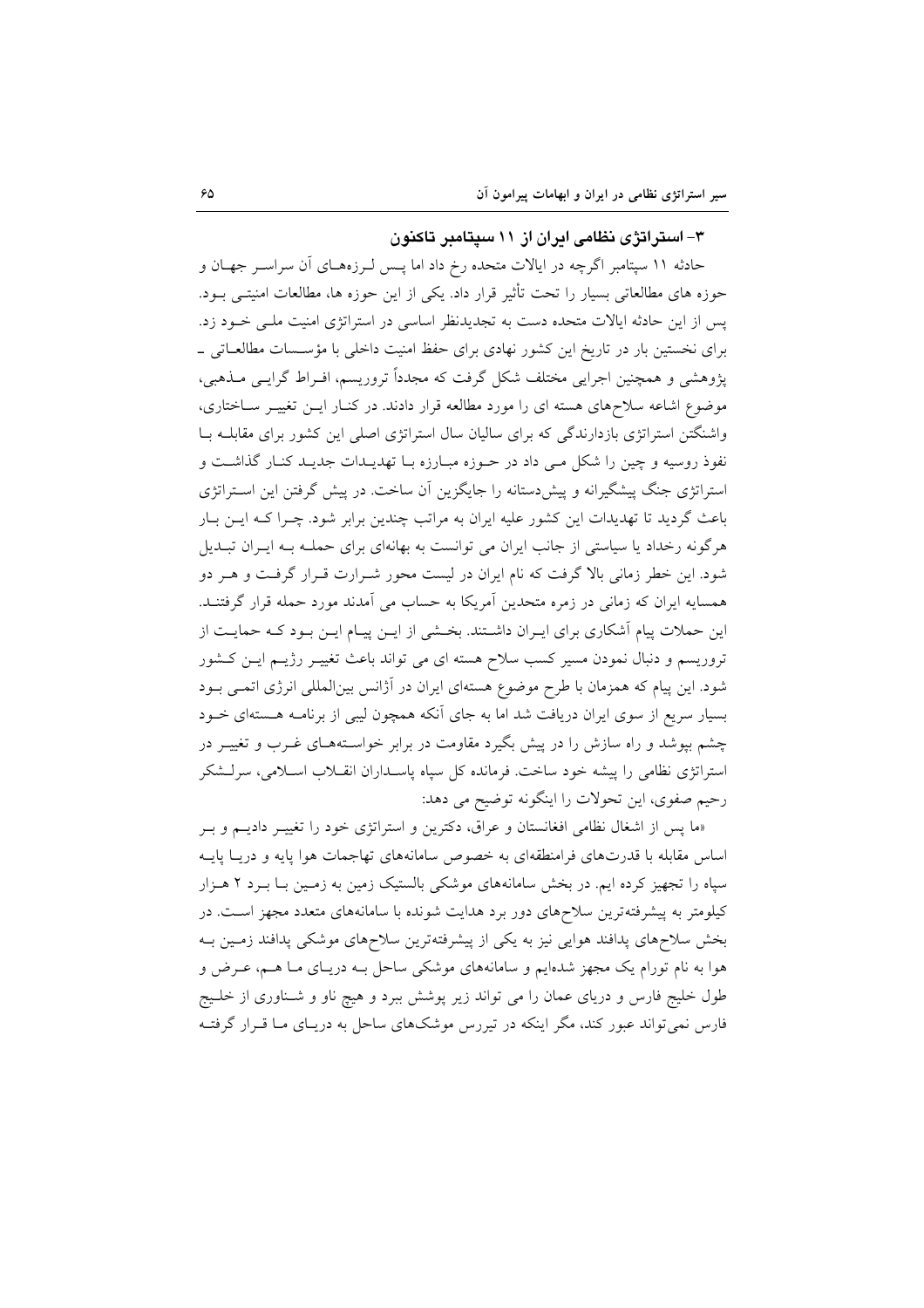### ۳- استراتژی نظامی ایران از ۱۱ سپتامبر تاکنون

حادثه ۱۱ سپتامبر اگرچه در ایالات متحده رخ داد اما پس لرزه‌های آن سراسر جهان و حوزه های مطالعاتی بسیار را تحت تأثیر قرار داد. یکی از این حوزه ها، مطالعات امنیتی بود. پس از این حادثه ایالات متحده دست به تجدیدنظر اساسی در استراتژی امنیت ملی خود زد. برای نخستین بار در تاریخ این کشور نهادی برای حفظ امنیت داخلی با مؤسسات مطالعاتی ـ پژوهشی و همچنین اجرایی مختلف شکل گرفت که مجدداً تروریسم، افراط گرایی مذهبی، موضوع اشاعه سلاح‌های هسته ای را مورد مطالعه قرار دادند. در کنار این تغییر ساختاری، واشنگتن استراتژی بازدارندگی که برای سالیان سال استراتژی اصلی این کشور برای مقابله با نفوذ روسیه و چین را شکل می داد در حوزه مبارزه با تهدیدات جدید کنار گذاشت و استراتژی جنگ پیشگیرانه و پیش‌دستانه را جایگزین آن ساخت. در پیش گرفتن این استراتژی باعث گردید تا تهدیدات این کشور علیه ایران به مراتب چندین برابر شود. چرا که این بار هرگونه رخداد یا سیاستی از جانب ایران می توانست به بهانه‌ای برای حمله به ایران تبدیل شود. این خطر زمانی بالا گرفت که نام ایران در لیست محور شرارت قرار گرفت و هر دو همسایه ایران که زمانی در زمره متحدین آمریکا به حساب می آمدند مورد حمله قرار گرفتند. این حملات پیام آشکاری برای ایران داشتند. بخشی از این پیام این بود که حمایت از تروریسم و دنبال نمودن مسیر کسب سلاح هسته ای می تواند باعث تغییر رژیم این کشور شود. این پیام که همزمان با طرح موضوع هسته‌ای ایران در آژانس بین‌المللی انرژی اتمی بود بسیار سریع از سوی ایران دریافت شد اما به جای آنکه همچون لیبی از برنامه هسته‌ای خود چشم بپوشد و راه سازش را در پیش بگیرد مقاومت در برابر خواسته‌های غرب و تغییر در استراتژی نظامی را پیشه خود ساخت. فرمانده کل سپاه پاسداران انقلاب اسلامی، سرلشکر رحیم صفوی، این تحولات را اینگونه توضیح می دهد:

«ما پس از اشغال نظامی افغانستان و عراق، دکترین و استراتژی خود را تغییر دادیم و بر اساس مقابله با قدرت‌های فرامنطقه‌ای به خصوص سامانه‌های تهاجمات هوا پایه و دریا پایه سپاه را تجهیز کرده ایم. در بخش سامانه‌های موشکی بالستیک زمین به زمین با برد ۲ هزار کیلومتر به پیشرفته‌ترین سلاح‌های دور برد هدایت شونده با سامانه‌های متعدد مجهز است. در بخش سلاح‌های پدافند هوایی نیز به یکی از پیشرفته‌ترین سلاح‌های موشکی پدافند زمین به هوا به نام تورام یک مجهز شده‌ایم و سامانه‌های موشکی ساحل به دریای ما هم، عرض و طول خلیج فارس و دریای عمان را می تواند زیر پوشش ببرد و هیچ ناو و شناوری از خلیج فارس نمی‌تواند عبور کند، مگر اینکه در تیررس موشک‌های ساحل به دریای ما قرار گرفته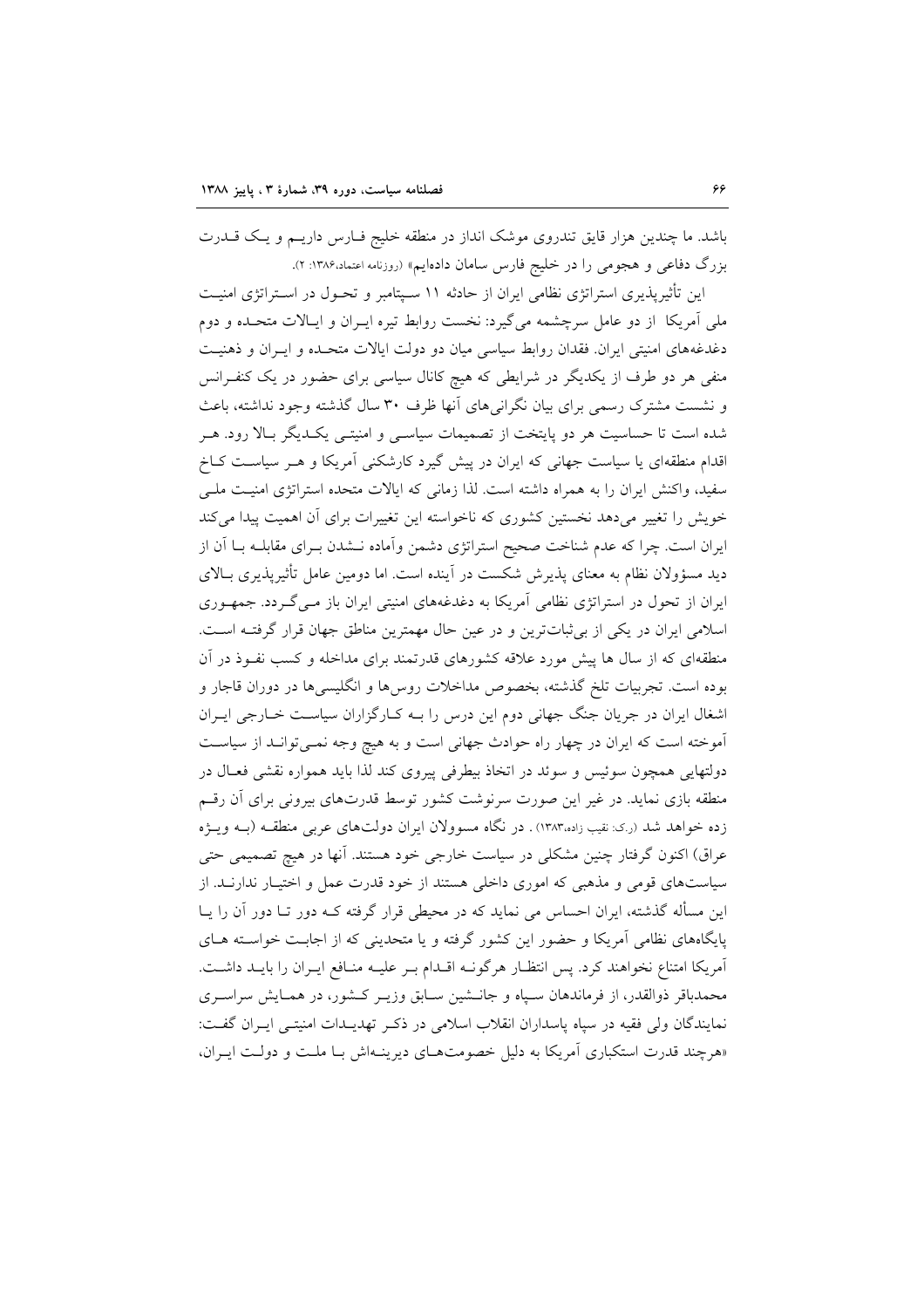باشد. ما چندین هزار قایق تندروی موشک انداز در منطقه خلیج فـارس داریـم و یـک قـدرت بزرگ دفاعی و هجومی را در خلیج فارس سامان داده‌ایم» (روزنامه اعتماد،۱۳۸۶: ۲).

این تأثیرپذیری استراتژی نظامی ایران از حادثه ۱۱ سـپتامبر و تحـول در اسـتراتژی امنیـت ملی آمریکا از دو عامل سرچشمه می‌گیرد: نخست روابط تیره ایـران و ایـالات متحـده و دوم دغدغه‌های امنیتی ایران. فقدان روابط سیاسی میان دو دولت ایالات متحـده و ایـران و ذهنیـت منفی هر دو طرف از یکدیگر در شرایطی که هیچ کانال سیاسی برای حضور در یک کنفـرانس و نشست مشترک رسمی برای بیان نگرانی‌های آنها ظرف ۳۰ سال گذشته وجود نداشته، باعث شده است تا حساسیت هر دو پایتخت از تصمیمات سیاسـی و امنیتـی یکـدیگر بـالا رود. هـر اقدام منطقه‌ای یا سیاست جهانی که ایران در پیش گیرد کارشکنی آمریکا و هـر سیاسـت کـاخ سفید، واکنش ایران را به همراه داشته است. لذا زمانی که ایالات متحده استراتژی امنیـت ملـی خویش را تغییر می‌دهد نخستین کشوری که ناخواسته این تغییرات برای آن اهمیت پیدا می‌کند ایران است. چرا که عدم شناخت صحیح استراتژی دشمن وآماده نـشدن بـرای مقابلـه بـا آن از دید مسؤولان نظام به معنای پذیرش شکست در آینده است. اما دومین عامل تأثیرپذیری بـالای ایران از تحول در استراتژی نظامی آمریکا به دغدغه‌های امنیتی ایران باز مـی‌گـردد. جمهـوری اسلامی ایران در یکی از بی‌ثبات‌ترین و در عین حال مهمترین مناطق جهان قرار گرفتـه اسـت. منطقه‌ای که از سال ها پیش مورد علاقه کشورهای قدرتمند برای مداخله و کسب نفـوذ در آن بوده است. تجربیات تلخ گذشته، بخصوص مداخلات روس‌ها و انگلیسی‌ها در دوران قاجار و اشغال ایران در جریان جنگ جهانی دوم این درس را بـه کـارگزاران سیاسـت خـارجی ایـران آموخته است که ایران در چهار راه حوادث جهانی است و به هیچ وجه نمـی‌توانـد از سیاسـت دولتهایی همچون سوئیس و سوئد در اتخاذ بیطرفی پیروی کند لذا باید همواره نقشی فعـال در منطقه بازی نماید. در غیر این صورت سرنوشت کشور توسط قدرت‌های بیرونی برای آن رقـم زده خواهد شد (ر.ک: نقیب زاده،۱۳۸۳) . در نگاه مسوولان ایران دولت‌های عربی منطقـه (بـه ویـژه عراق) اکنون گرفتار چنین مشکلی در سیاست خارجی خود هستند. آنها در هیچ تصمیمی حتی سیاست‌های قومی و مذهبی که اموری داخلی هستند از خود قدرت عمل و اختیـار ندارنـد. از این مسأله گذشته، ایران احساس می نماید که در محیطی قرار گرفته کـه دور تـا دور آن را یـا پایگاه‌های نظامی آمریکا و حضور این کشور گرفته و یا متحدینی که از اجابـت خواسـته هـای آمریکا امتناع نخواهند کرد. پس انتظـار هرگونـه اقـدام بـر علیـه منـافع ایـران را بایـد داشـت. محمدباقر ذوالقدر، از فرماندهان سـپاه و جانـشین سـابق وزیـر کـشور، در همـایش سراسـری نمایندگان ولی فقیه در سپاه پاسداران انقلاب اسلامی در ذکـر تهدیـدات امنیتـی ایـران گفـت: «هرچند قدرت استکباری آمریکا به دلیل خصومت‌هـای دیرینـه‌اش بـا ملـت و دولـت ایـران،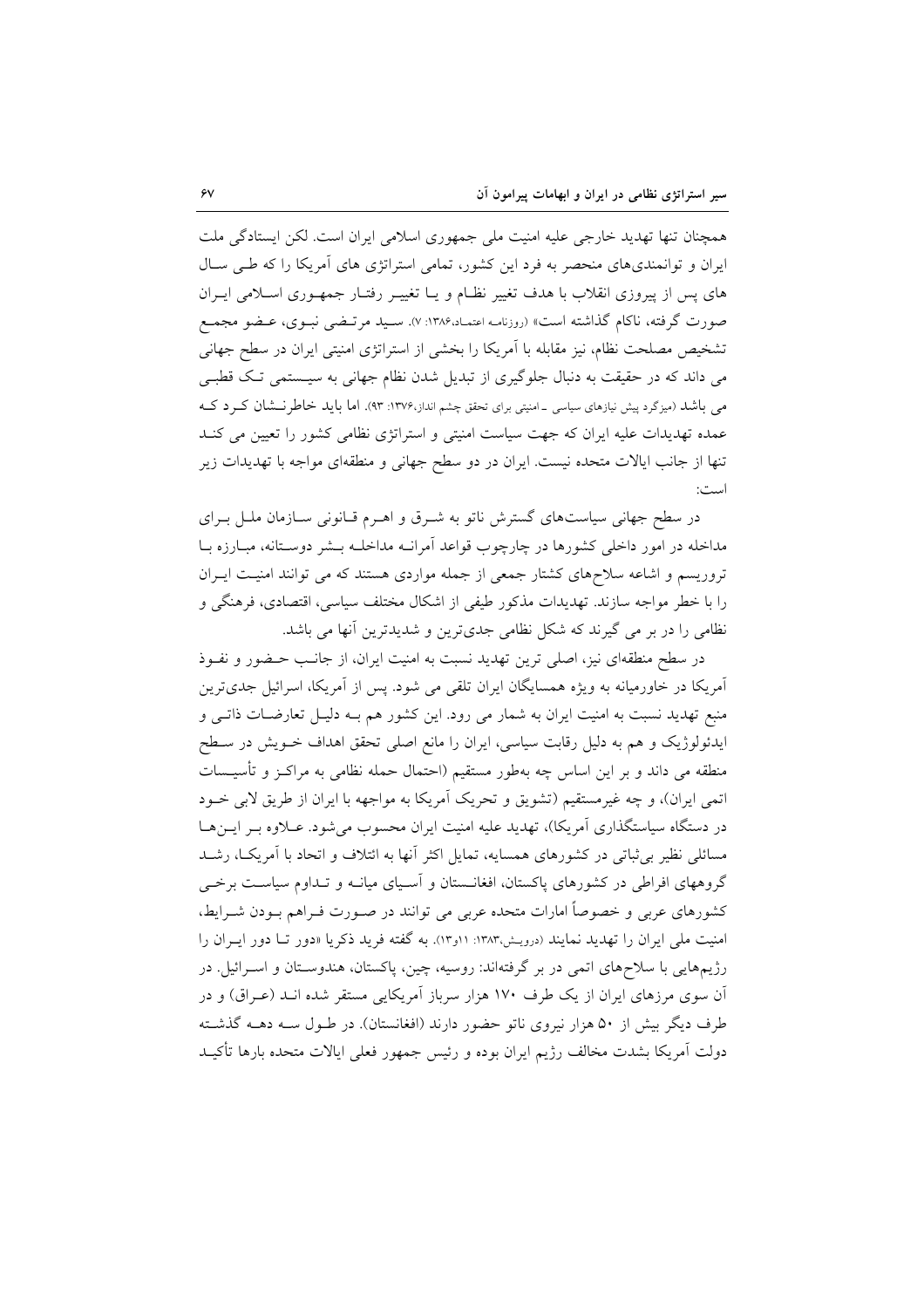همچنان تنها تهدید خارجی علیه امنیت ملی جمهوری اسلامی ایران است. لکن ایستادگی ملت ایران و توانمندی‌های منحصر به فرد این کشور، تمامی استراتژی های آمریکا را که طی سال های پس از پیروزی انقلاب با هدف تغییر نظام و یا تغییر رفتار جمهوری اسلامی ایران صورت گرفته، ناکام گذاشته است» (روزنامه اعتماد،۱۳۸۶: ۷). سید مرتضی نبوی، عضو مجمع تشخیص مصلحت نظام، نیز مقابله با آمریکا را بخشی از استراتژی امنیتی ایران در سطح جهانی می داند که در حقیقت به دنبال جلوگیری از تبدیل شدن نظام جهانی به سیستمی تک قطبی می باشد (میزگرد پیش نیازهای سیاسی ـ امنیتی برای تحقق چشم انداز،۱۳۷۶: ۹۳). اما باید خاطرنشان کرد که عمده تهدیدات علیه ایران که جهت سیاست امنیتی و استراتژی نظامی کشور را تعیین می کند تنها از جانب ایالات متحده نیست. ایران در دو سطح جهانی و منطقه‌ای مواجه با تهدیدات زیر است:

در سطح جهانی سیاست‌های گسترش ناتو به شرق و اهرم قانونی سازمان ملل برای مداخله در امور داخلی کشورها در چارچوب قواعد آمرانه مداخله بشر دوستانه، مبارزه با تروریسم و اشاعه سلاح‌های کشتار جمعی از جمله مواردی هستند که می توانند امنیت ایران را با خطر مواجه سازند. تهدیدات مذکور طیفی از اشکال مختلف سیاسی، اقتصادی، فرهنگی و نظامی را در بر می گیرند که شکل نظامی جدی‌ترین و شدیدترین آنها می باشد.

در سطح منطقه‌ای نیز، اصلی ترین تهدید نسبت به امنیت ایران، از جانب حضور و نفوذ آمریکا در خاورمیانه به ویژه همسایگان ایران تلقی می شود. پس از آمریکا، اسرائیل جدی‌ترین منبع تهدید نسبت به امنیت ایران به شمار می رود. این کشور هم به دلیل تعارضات ذاتی و ایدئولوژیک و هم به دلیل رقابت سیاسی، ایران را مانع اصلی تحقق اهداف خویش در سطح منطقه می داند و بر این اساس چه به‌طور مستقیم (احتمال حمله نظامی به مراکز و تأسیسات اتمی ایران)، و چه غیرمستقیم (تشویق و تحریک آمریکا به مواجهه با ایران از طریق لابی خود در دستگاه سیاستگذاری آمریکا)، تهدید علیه امنیت ایران محسوب می‌شود. علاوه بر این‌ها مسائلی نظیر بی‌ثباتی در کشورهای همسایه، تمایل اکثر آنها به ائتلاف و اتحاد با آمریکا، رشد گروههای افراطی در کشورهای پاکستان، افغانستان و آسیای میانه و تداوم سیاست برخی کشورهای عربی و خصوصاً امارات متحده عربی می توانند در صورت فراهم بودن شرایط، امنیت ملی ایران را تهدید نمایند (درویش،۱۳۸۳: ۱۱و۱۳). به گفته فرید ذکریا «دور تا دور ایران را رژیم‌هایی با سلاح‌های اتمی در بر گرفته‌اند: روسیه، چین، پاکستان، هندوستان و اسرائیل. در آن سوی مرزهای ایران از یک طرف ۱۷۰ هزار سرباز آمریکایی مستقر شده اند (عراق) و در طرف دیگر بیش از ۵۰ هزار نیروی ناتو حضور دارند (افغانستان). در طول سه دهه گذشته دولت آمریکا بشدت مخالف رژیم ایران بوده و رئیس جمهور فعلی ایالات متحده بارها تأکید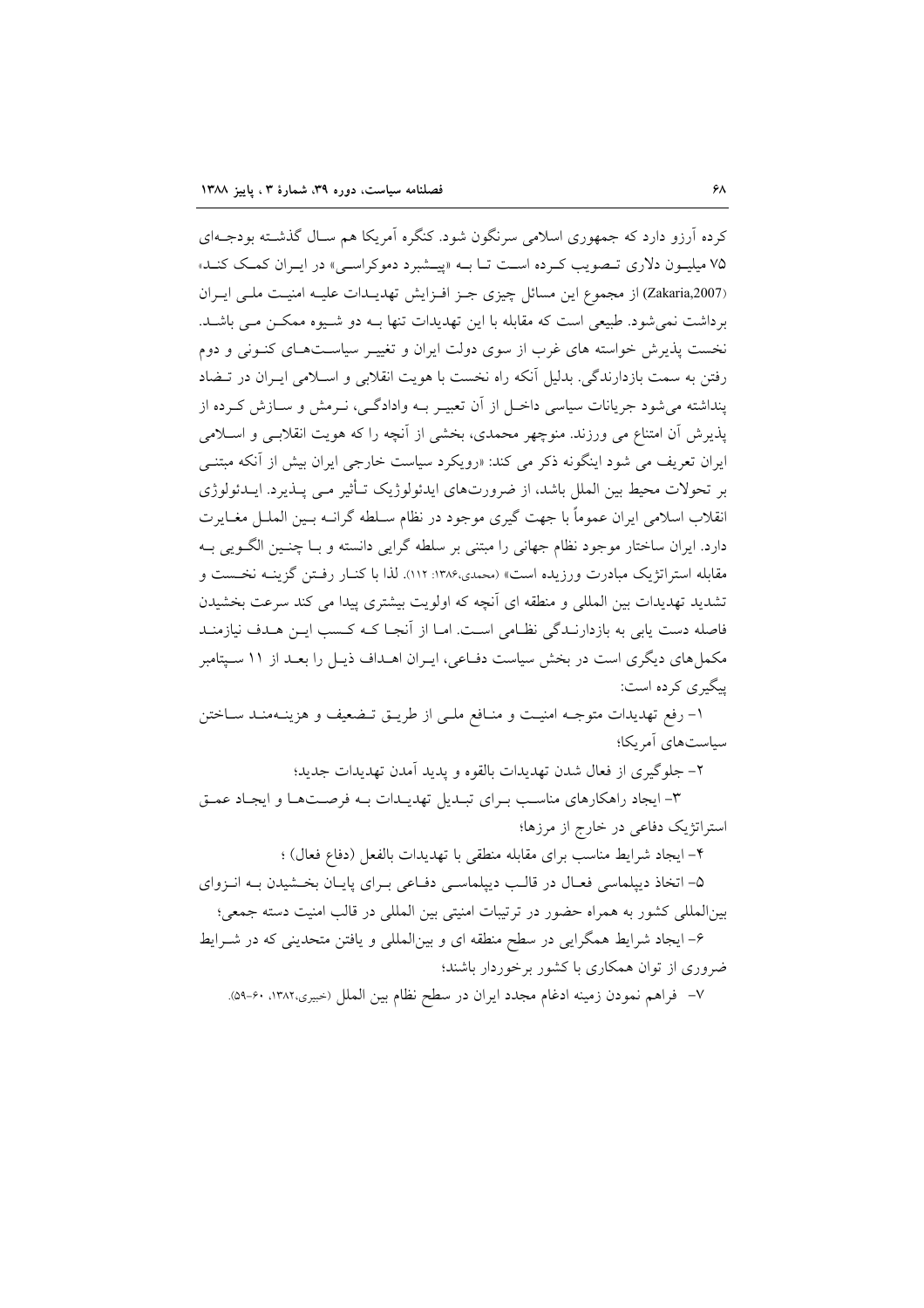کرده آرزو دارد که جمهوری اسلامی سرنگون شود. کنگره آمریکا هم سال گذشته بودجه‌ای ۷۵ میلیون دلاری تصویب کرده است تا به «پیشبرد دموکراسی» در ایران کمک کند» (Zakaria,2007) از مجموع این مسائل چیزی جز افزایش تهدیدات علیه امنیت ملی ایران برداشت نمی‌شود. طبیعی است که مقابله با این تهدیدات تنها به دو شیوه ممکن می باشد. نخست پذیرش خواسته های غرب از سوی دولت ایران و تغییر سیاست‌های کنونی و دوم رفتن به سمت بازدارندگی. بدلیل آنکه راه نخست با هویت انقلابی و اسلامی ایران در تضاد پنداشته می‌شود جریانات سیاسی داخل از آن تعبیر به وادادگی، نرمش و سازش کرده از پذیرش آن امتناع می ورزند. منوچهر محمدی، بخشی از آنچه را که هویت انقلابی و اسلامی ایران تعریف می شود اینگونه ذکر می کند: «رویکرد سیاست خارجی ایران بیش از آنکه مبتنی بر تحولات محیط بین الملل باشد، از ضرورت‌های ایدئولوژیک تأثیر می پذیرد. ایدئولوژی انقلاب اسلامی ایران عموماً با جهت گیری موجود در نظام سلطه گرانه بین الملل مغایرت دارد. ایران ساختار موجود نظام جهانی را مبتنی بر سلطه گرایی دانسته و با چنین الگویی به مقابله استراتژیک مبادرت ورزیده است» (محمدی،۱۳۸۶: ۱۱۲). لذا با کنار رفتن گزینه نخست و تشدید تهدیدات بین المللی و منطقه ای آنچه که اولویت بیشتری پیدا می کند سرعت بخشیدن فاصله دست یابی به بازدارندگی نظامی است. اما از آنجا که کسب این هدف نیازمند مکمل‌های دیگری است در بخش سیاست دفاعی، ایران اهداف ذیل را بعد از ۱۱ سپتامبر پیگیری کرده است:

۱- رفع تهدیدات متوجه امنیت و منافع ملی از طریق تضعیف و هزینه‌مند ساختن سیاست‌های آمریکا؛

۲- جلوگیری از فعال شدن تهدیدات بالقوه و پدید آمدن تهدیدات جدید؛

۳- ایجاد راهکارهای مناسب برای تبدیل تهدیدات به فرصت‌ها و ایجاد عمق استراتژیک دفاعی در خارج از مرزها؛

۴- ایجاد شرایط مناسب برای مقابله منطقی با تهدیدات بالفعل (دفاع فعال) ؛

۵- اتخاذ دیپلماسی فعال در قالب دیپلماسی دفاعی برای پایان بخشیدن به انزوای بین‌المللی کشور به همراه حضور در ترتیبات امنیتی بین المللی در قالب امنیت دسته جمعی؛

۶- ایجاد شرایط همگرایی در سطح منطقه ای و بین‌المللی و یافتن متحدینی که در شرایط ضروری از توان همکاری با کشور برخوردار باشند؛

۷- فراهم نمودن زمینه ادغام مجدد ایران در سطح نظام بین الملل (خبیری،۱۳۸۲، ۶۰-۵۹).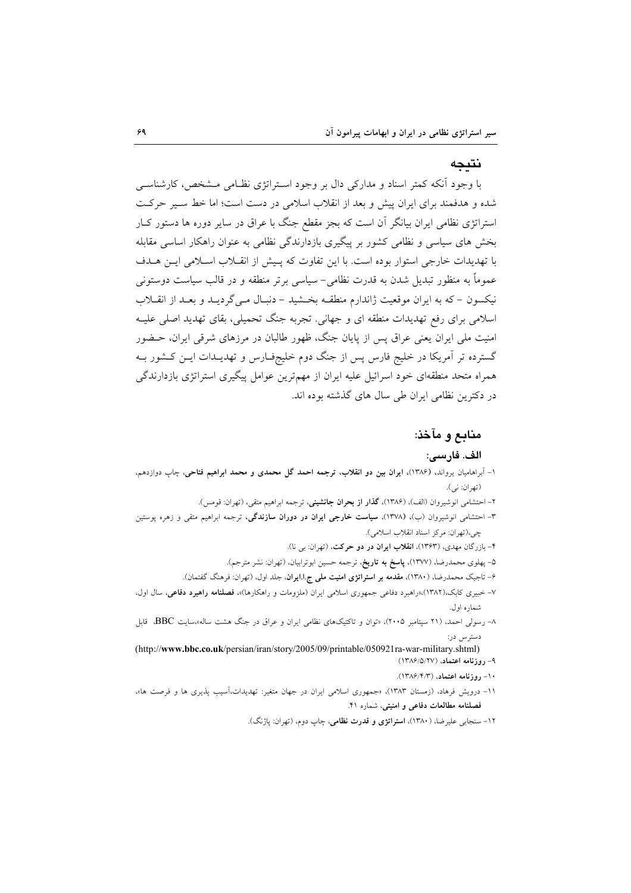## نتیجه

با وجود آنکه کمتر اسناد و مدارکی دال بر وجود استراتژی نظامی مشخص، کارشناسی شده و هدفمند برای ایران پیش و بعد از انقلاب اسلامی در دست است؛ اما خط سیر حرکت استراتژی نظامی ایران بیانگر آن است که بجز مقطع جنگ با عراق در سایر دوره ها دستور کار بخش های سیاسی و نظامی کشور بر پیگیری بازدارندگی نظامی به عنوان راهکار اساسی مقابله با تهدیدات خارجی استوار بوده است. با این تفاوت که پیش از انقلاب اسلامی این هدف عموماً به منظور تبدیل شدن به قدرت نظامی- سیاسی برتر منطقه و در قالب سیاست دوستونی نیکسون - که به ایران موقعیت ژاندارم منطقه بخشید - دنبال می‌گردید و بعد از انقلاب اسلامی برای رفع تهدیدات منطقه ای و جهانی. تجربه جنگ تحمیلی، بقای تهدید اصلی علیه امنیت ملی ایران یعنی عراق پس از پایان جنگ، ظهور طالبان در مرزهای شرقی ایران، حضور گسترده تر آمریکا در خلیج فارس پس از جنگ دوم خلیج‌فارس و تهدیدات این کشور به همراه متحد منطقه‌ای خود اسرائیل علیه ایران از مهم‌ترین عوامل پیگیری استراتژی بازدارندگی در دکترین نظامی ایران طی سال های گذشته بوده اند.

## منابع و مآخذ:

### الف. فارسی:

۱- آبراهامیان یرواند، (۱۳۸۶)، **ایران بین دو انقلاب، ترجمه احمد گل محمدی و محمد ابراهیم فتاحی**، چاپ دوازدهم، (تهران: نی).

۲- احتشامی انوشیروان (الف)، (۱۳۸۶)، **گذار از بحران جانشینی**، ترجمه ابراهیم متقی، (تهران: قومس).

۳- احتشامی انوشیروان (ب)، (۱۳۷۸)، **سیاست خارجی ایران در دوران سازندگی**، ترجمه ابراهیم متقی و زهره پوستین چی،(تهران: مرکز اسناد انقلاب اسلامی).

۴- بازرگان مهدی، (۱۳۶۳)، **انقلاب ایران در دو حرکت**، (تهران: بی نا).

۵- پهلوی محمدرضا، (۱۳۷۷)، **پاسخ به تاریخ**، ترجمه حسین ابوترابیان، (تهران: نشر مترجم).

۶- تاجیک محمدرضا، (۱۳۸۰)، **مقدمه بر استراتژی امنیت ملی ج.ا.ایران**، جلد اول، (تهران: فرهنگ گفتمان).

۷- خبیری کابک،(۱۳۸۲)،«راهبرد دفاعی جمهوری اسلامی ایران (ملزومات و راهکارها)»، **فصلنامه راهبرد دفاعی**، سال اول، شماره اول.

۸- رسولی احمد، (۲۱ سپتامبر ۲۰۰۵)، «توان و تاکتیک‌های نظامی ایران و عراق در جنگ هشت ساله»،سایت BBC، قابل دسترس در:
(http://**www.bbc.co.uk**/persian/iran/story/2005/09/printable/050921ra-war-military.shtml)

۹- **روزنامه اعتماد**، (۱۳۸۶/۵/۲۷)

۱۰- **روزنامه اعتماد**، (۱۳۸۶/۴/۳).

۱۱- درویش فرهاد، (زمستان ۱۳۸۳)، «جمهوری اسلامی ایران در جهان متغیر: تهدیدات،آسیب پذیری ها و فرصت ها»، **فصلنامه مطالعات دفاعی و امنیتی**، شماره ۴۱.

۱۲- سنجابی علیرضا، (۱۳۸۰)، **استراتژی و قدرت نظامی**، چاپ دوم، (تهران: پاژنگ).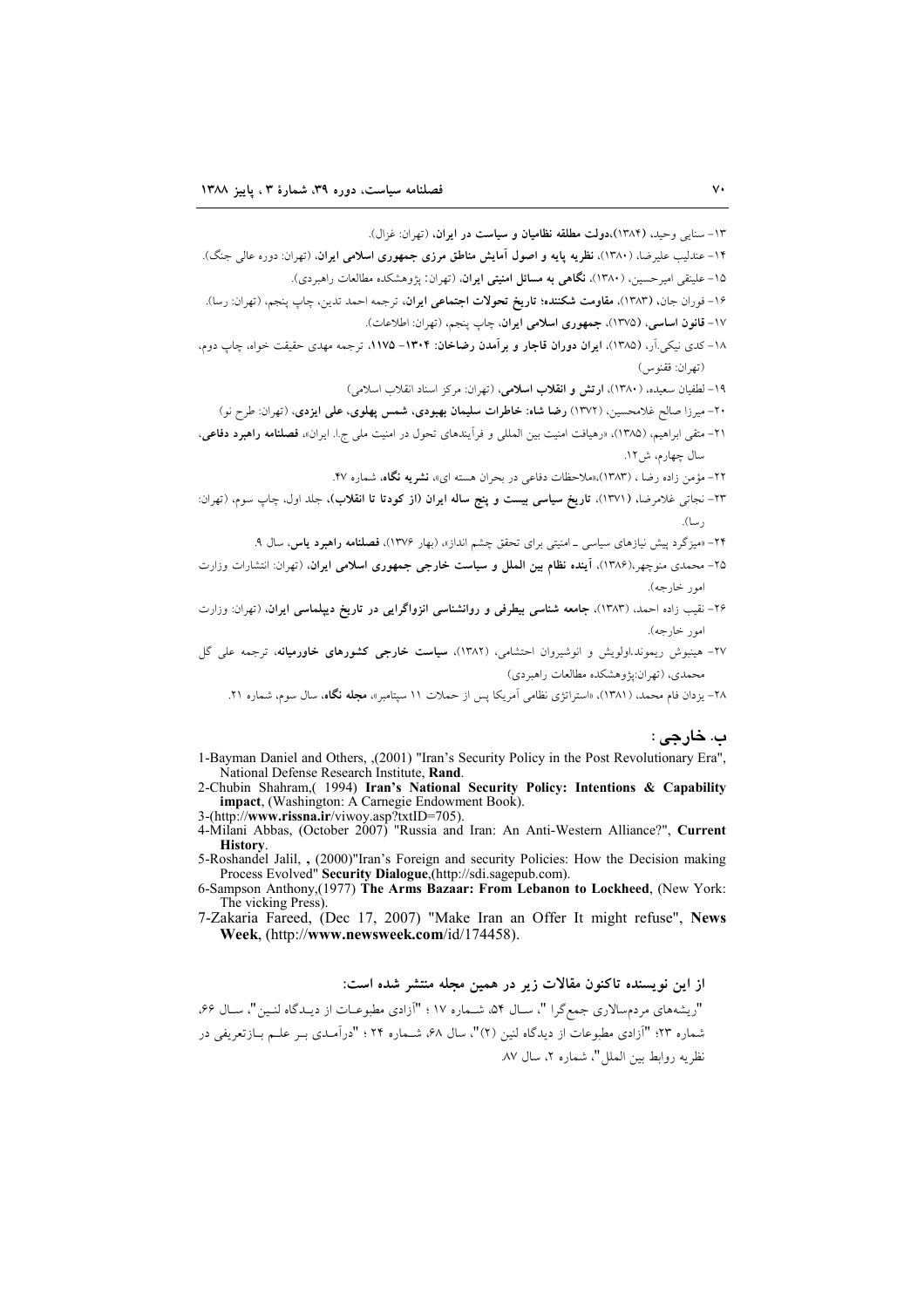۱۳- سنایی وحید، (۱۳۸۴)،**دولت مطلقه نظامیان و سیاست در ایران**، (تهران: غزال).

۱۴- عندلیب علیرضا، (۱۳۸۰)، **نظریه پایه و اصول آمایش مناطق مرزی جمهوری اسلامی ایران**، (تهران: دوره عالی جنگ).

۱۵- علینقی امیرحسین، (۱۳۸۰)، **نگاهی به مسائل امنیتی ایران**، (تهران: پژوهشکده مطالعات راهبردی).

۱۶- فوران جان، (۱۳۸۳)، **مقاومت شکننده؛ تاریخ تحولات اجتماعی ایران**، ترجمه احمد تدین، چاپ پنجم، (تهران: رسا).

۱۷- **قانون اساسی**، (۱۳۷۵)، **جمهوری اسلامی ایران**، چاپ پنجم، (تهران: اطلاعات).

۱۸- کدی نیکی.آر، (۱۳۸۵)، **ایران دوران قاجار و برآمدن رضاخان: ۱۳۰۴- ۱۱۷۵**، ترجمه مهدی حقیقت خواه، چاپ دوم، (تهران: ققنوس)

۱۹- لطفیان سعیده، (۱۳۸۰)، **ارتش و انقلاب اسلامی**، (تهران: مرکز اسناد انقلاب اسلامی)

۲۰- میرزا صالح غلامحسین، (۱۳۷۲) **رضا شاه: خاطرات سلیمان بهبودی، شمس پهلوی، علی ایزدی**، (تهران: طرح نو)

۲۱- متقی ابراهیم، (۱۳۸۵)، «رهیافت امنیت بین المللی و فرآیندهای تحول در امنیت ملی ج.ا. ایران»، **فصلنامه راهبرد دفاعی**، سال چهارم، ش۱۲.

۲۲- مؤمن زاده رضا ، (۱۳۸۳)،«ملاحظات دفاعی در بحران هسته ای»، **نشریه نگاه**، شماره ۴۷.

۲۳- نجاتی غلامرضا، (۱۳۷۱)، **تاریخ سیاسی بیست و پنج ساله ایران (از کودتا تا انقلاب)**، جلد اول، چاپ سوم، (تهران: رسا).

۲۴- «میزگرد پیش نیازهای سیاسی ـ امنیتی برای تحقق چشم انداز»، (بهار ۱۳۷۶)، **فصلنامه راهبرد یاس**، سال ۹.

۲۵- محمدی منوچهر،(۱۳۸۶)، **آینده نظام بین الملل و سیاست خارجی جمهوری اسلامی ایران**، (تهران: انتشارات وزارت امور خارجه).

۲۶- نقیب زاده احمد، (۱۳۸۳)، **جامعه شناسی بیطرفی و روانشناسی انزواگرایی در تاریخ دیپلماسی ایران**، (تهران: وزارت امور خارجه).

۲۷- هینبوش ریموند.اولویش و انوشیروان احتشامی، (۱۳۸۲)، **سیاست خارجی کشورهای خاورمیانه**، ترجمه علی گل محمدی، (تهران:پژوهشکده مطالعات راهبردی)

۲۸- یزدان فام محمد، (۱۳۸۱)، «استراتژی نظامی آمریکا پس از حملات ۱۱ سپتامبر»، **مجله نگاه**، سال سوم، شماره ۲۱.

## ب. خارجی :

1-Bayman Daniel and Others, ,(2001) "Iran's Security Policy in the Post Revolutionary Era", National Defense Research Institute, **Rand**.

2-Chubin Shahram,( 1994) **Iran's National Security Policy: Intentions & Capability impact**, (Washington: A Carnegie Endowment Book).

3-(http://**www.rissna.ir**/viwoy.asp?txtID=705).

4-Milani Abbas, (October 2007) "Russia and Iran: An Anti-Western Alliance?", **Current History**.

5-Roshandel Jalil, , (2000)"Iran's Foreign and security Policies: How the Decision making Process Evolved" **Security Dialogue**,(http://sdi.sagepub.com).

6-Sampson Anthony,(1977) **The Arms Bazaar: From Lebanon to Lockheed**, (New York: The vicking Press).

7-Zakaria Fareed, (Dec 17, 2007) "Make Iran an Offer It might refuse", **News Week**, (http://**www.newsweek.com**/id/174458).

**از این نویسنده تاکنون مقالات زیر در همین مجله منتشر شده است:**

"ریشه‌های مردم‌سالاری جمع‌گرا "، سال ۵۴، شماره ۱۷ ؛ "آزادی مطبوعات از دیدگاه لنین"، سال ۶۶، شماره ۲۳؛ "آزادی مطبوعات از دیدگاه لنین (۲)"، سال ۶۸، شماره ۲۴ ؛ "درآمدی بر علم بازتعریفی در نظریه روابط بین الملل"، شماره ۲، سال ۸۷.